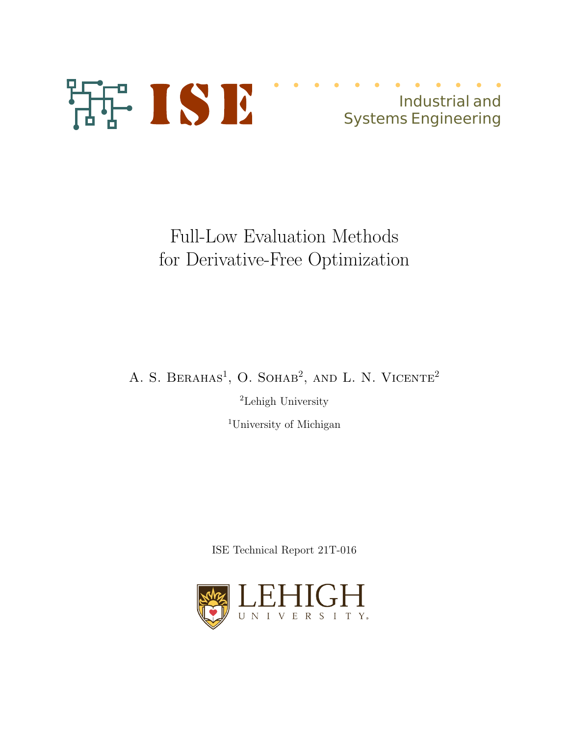ISE Industrial and Systems Engineering

# Full-Low Evaluation Methods for Derivative-Free Optimization

A. S. Berahas[1], O. Sohab[2], and L. N. Vicente[2]

[2]Lehigh University

[1]University of Michigan

ISE Technical Report 21T-016

LEHIGH UNIVERSITY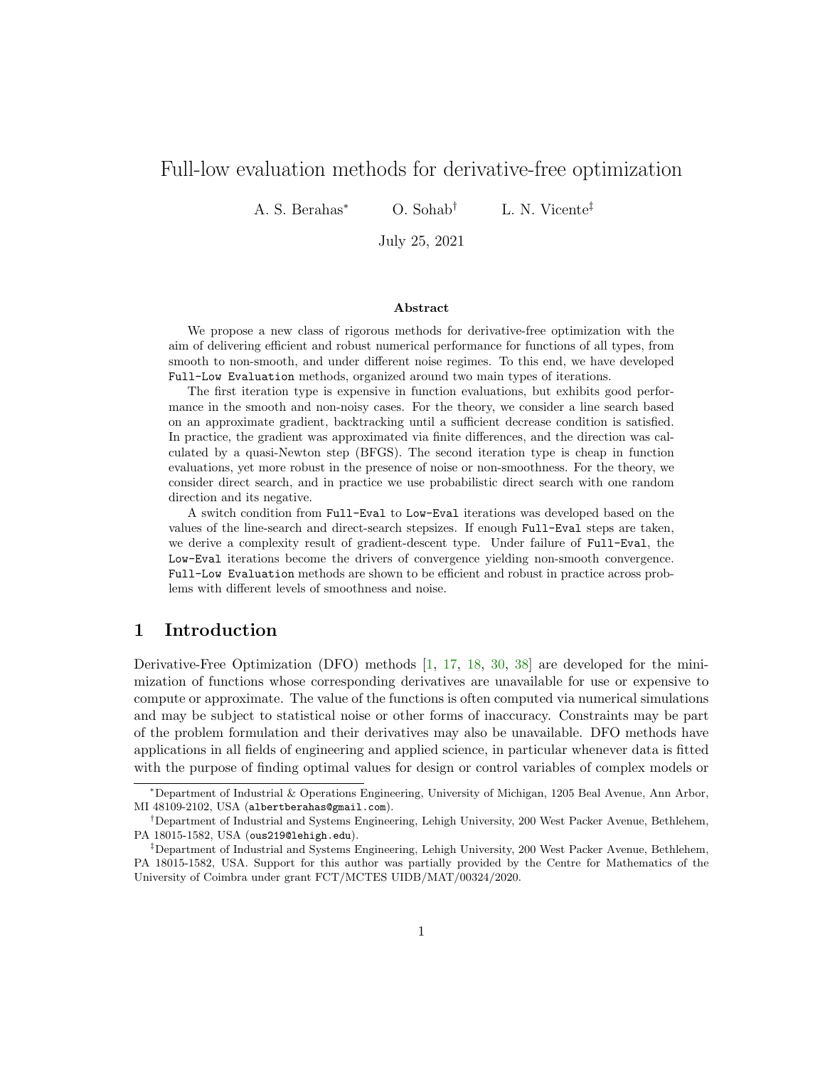# Full-low evaluation methods for derivative-free optimization

A. S. Berahas[*] O. Sohab[†] L. N. Vicente[‡]

July 25, 2021

### Abstract

We propose a new class of rigorous methods for derivative-free optimization with the aim of delivering efficient and robust numerical performance for functions of all types, from smooth to non-smooth, and under different noise regimes. To this end, we have developed `Full-Low Evaluation` methods, organized around two main types of iterations.

The first iteration type is expensive in function evaluations, but exhibits good performance in the smooth and non-noisy cases. For the theory, we consider a line search based on an approximate gradient, backtracking until a sufficient decrease condition is satisfied. In practice, the gradient was approximated via finite differences, and the direction was calculated by a quasi-Newton step (BFGS). The second iteration type is cheap in function evaluations, yet more robust in the presence of noise or non-smoothness. For the theory, we consider direct search, and in practice we use probabilistic direct search with one random direction and its negative.

A switch condition from `Full-Eval` to `Low-Eval` iterations was developed based on the values of the line-search and direct-search stepsizes. If enough `Full-Eval` steps are taken, we derive a complexity result of gradient-descent type. Under failure of `Full-Eval`, the `Low-Eval` iterations become the drivers of convergence yielding non-smooth convergence. `Full-Low Evaluation` methods are shown to be efficient and robust in practice across problems with different levels of smoothness and noise.

## 1 Introduction

Derivative-Free Optimization (DFO) methods [1, 17, 18, 30, 38] are developed for the minimization of functions whose corresponding derivatives are unavailable for use or expensive to compute or approximate. The value of the functions is often computed via numerical simulations and may be subject to statistical noise or other forms of inaccuracy. Constraints may be part of the problem formulation and their derivatives may also be unavailable. DFO methods have applications in all fields of engineering and applied science, in particular whenever data is fitted with the purpose of finding optimal values for design or control variables of complex models or

---

[*] Department of Industrial & Operations Engineering, University of Michigan, 1205 Beal Avenue, Ann Arbor, MI 48109-2102, USA (`albertberahas@gmail.com`).

[†] Department of Industrial and Systems Engineering, Lehigh University, 200 West Packer Avenue, Bethlehem, PA 18015-1582, USA (`ous219@lehigh.edu`).

[‡] Department of Industrial and Systems Engineering, Lehigh University, 200 West Packer Avenue, Bethlehem, PA 18015-1582, USA. Support for this author was partially provided by the Centre for Mathematics of the University of Coimbra under grant FCT/MCTES UIDB/MAT/00324/2020.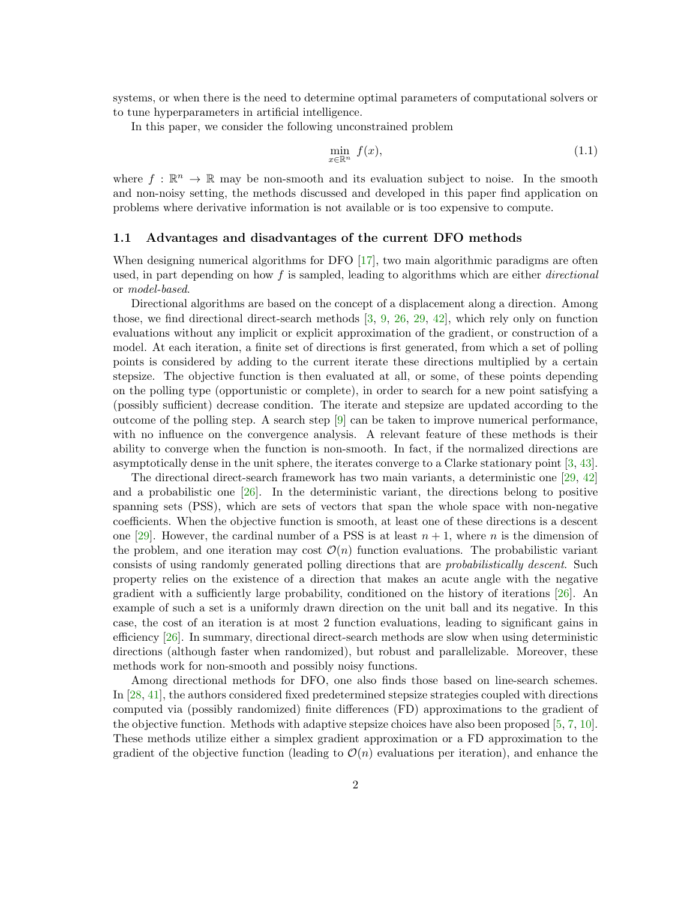systems, or when there is the need to determine optimal parameters of computational solvers or to tune hyperparameters in artificial intelligence.

In this paper, we consider the following unconstrained problem

$$\min_{x \in \mathbb{R}^n} \; f(x), \tag{1.1}$$

where $f : \mathbb{R}^n \to \mathbb{R}$ may be non-smooth and its evaluation subject to noise. In the smooth and non-noisy setting, the methods discussed and developed in this paper find application on problems where derivative information is not available or is too expensive to compute.

### 1.1 Advantages and disadvantages of the current DFO methods

When designing numerical algorithms for DFO [17], two main algorithmic paradigms are often used, in part depending on how $f$ is sampled, leading to algorithms which are either *directional* or *model-based*.

Directional algorithms are based on the concept of a displacement along a direction. Among those, we find directional direct-search methods [3, 9, 26, 29, 42], which rely only on function evaluations without any implicit or explicit approximation of the gradient, or construction of a model. At each iteration, a finite set of directions is first generated, from which a set of polling points is considered by adding to the current iterate these directions multiplied by a certain stepsize. The objective function is then evaluated at all, or some, of these points depending on the polling type (opportunistic or complete), in order to search for a new point satisfying a (possibly sufficient) decrease condition. The iterate and stepsize are updated according to the outcome of the polling step. A search step [9] can be taken to improve numerical performance, with no influence on the convergence analysis. A relevant feature of these methods is their ability to converge when the function is non-smooth. In fact, if the normalized directions are asymptotically dense in the unit sphere, the iterates converge to a Clarke stationary point [3, 43].

The directional direct-search framework has two main variants, a deterministic one [29, 42] and a probabilistic one [26]. In the deterministic variant, the directions belong to positive spanning sets (PSS), which are sets of vectors that span the whole space with non-negative coefficients. When the objective function is smooth, at least one of these directions is a descent one [29]. However, the cardinal number of a PSS is at least $n + 1$, where $n$ is the dimension of the problem, and one iteration may cost $\mathcal{O}(n)$ function evaluations. The probabilistic variant consists of using randomly generated polling directions that are *probabilistically descent*. Such property relies on the existence of a direction that makes an acute angle with the negative gradient with a sufficiently large probability, conditioned on the history of iterations [26]. An example of such a set is a uniformly drawn direction on the unit ball and its negative. In this case, the cost of an iteration is at most 2 function evaluations, leading to significant gains in efficiency [26]. In summary, directional direct-search methods are slow when using deterministic directions (although faster when randomized), but robust and parallelizable. Moreover, these methods work for non-smooth and possibly noisy functions.

Among directional methods for DFO, one also finds those based on line-search schemes. In [28, 41], the authors considered fixed predetermined stepsize strategies coupled with directions computed via (possibly randomized) finite differences (FD) approximations to the gradient of the objective function. Methods with adaptive stepsize choices have also been proposed [5, 7, 10]. These methods utilize either a simplex gradient approximation or a FD approximation to the gradient of the objective function (leading to $\mathcal{O}(n)$ evaluations per iteration), and enhance the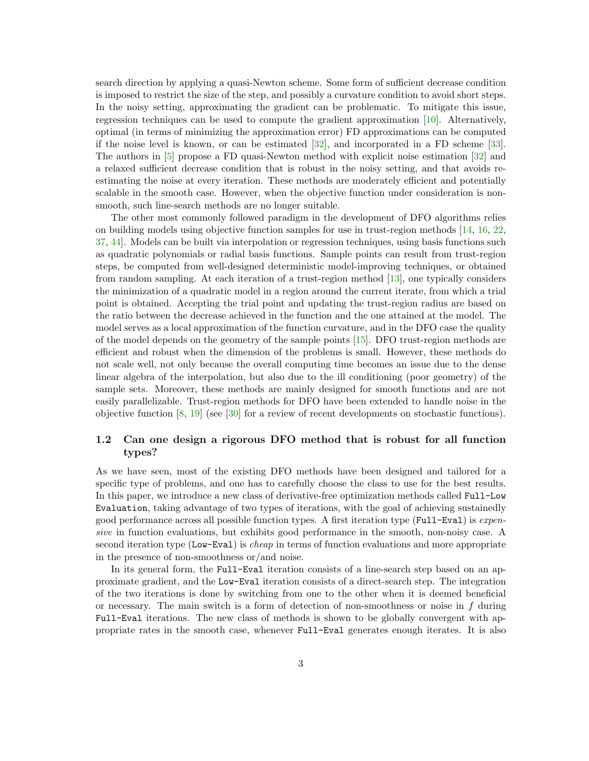search direction by applying a quasi-Newton scheme. Some form of sufficient decrease condition is imposed to restrict the size of the step, and possibly a curvature condition to avoid short steps. In the noisy setting, approximating the gradient can be problematic. To mitigate this issue, regression techniques can be used to compute the gradient approximation [10]. Alternatively, optimal (in terms of minimizing the approximation error) FD approximations can be computed if the noise level is known, or can be estimated [32], and incorporated in a FD scheme [33]. The authors in [5] propose a FD quasi-Newton method with explicit noise estimation [32] and a relaxed sufficient decrease condition that is robust in the noisy setting, and that avoids re-estimating the noise at every iteration. These methods are moderately efficient and potentially scalable in the smooth case. However, when the objective function under consideration is non-smooth, such line-search methods are no longer suitable.

The other most commonly followed paradigm in the development of DFO algorithms relies on building models using objective function samples for use in trust-region methods [14, 16, 22, 37, 44]. Models can be built via interpolation or regression techniques, using basis functions such as quadratic polynomials or radial basis functions. Sample points can result from trust-region steps, be computed from well-designed deterministic model-improving techniques, or obtained from random sampling. At each iteration of a trust-region method [13], one typically considers the minimization of a quadratic model in a region around the current iterate, from which a trial point is obtained. Accepting the trial point and updating the trust-region radius are based on the ratio between the decrease achieved in the function and the one attained at the model. The model serves as a local approximation of the function curvature, and in the DFO case the quality of the model depends on the geometry of the sample points [15]. DFO trust-region methods are efficient and robust when the dimension of the problems is small. However, these methods do not scale well, not only because the overall computing time becomes an issue due to the dense linear algebra of the interpolation, but also due to the ill conditioning (poor geometry) of the sample sets. Moreover, these methods are mainly designed for smooth functions and are not easily parallelizable. Trust-region methods for DFO have been extended to handle noise in the objective function [8, 19] (see [30] for a review of recent developments on stochastic functions).

## 1.2 Can one design a rigorous DFO method that is robust for all function types?

As we have seen, most of the existing DFO methods have been designed and tailored for a specific type of problems, and one has to carefully choose the class to use for the best results. In this paper, we introduce a new class of derivative-free optimization methods called `Full-Low Evaluation`, taking advantage of two types of iterations, with the goal of achieving sustainedly good performance across all possible function types. A first iteration type (`Full-Eval`) is *expensive* in function evaluations, but exhibits good performance in the smooth, non-noisy case. A second iteration type (`Low-Eval`) is *cheap* in terms of function evaluations and more appropriate in the presence of non-smoothness or/and noise.

In its general form, the `Full-Eval` iteration consists of a line-search step based on an approximate gradient, and the `Low-Eval` iteration consists of a direct-search step. The integration of the two iterations is done by switching from one to the other when it is deemed beneficial or necessary. The main switch is a form of detection of non-smoothness or noise in $f$ during `Full-Eval` iterations. The new class of methods is shown to be globally convergent with appropriate rates in the smooth case, whenever `Full-Eval` generates enough iterates. It is also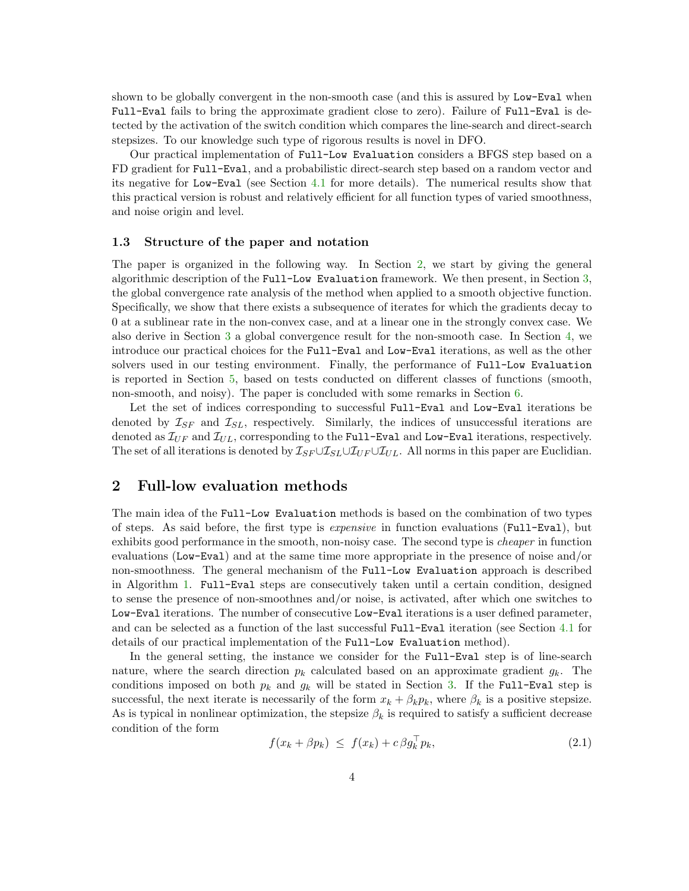shown to be globally convergent in the non-smooth case (and this is assured by `Low-Eval` when `Full-Eval` fails to bring the approximate gradient close to zero). Failure of `Full-Eval` is detected by the activation of the switch condition which compares the line-search and direct-search stepsizes. To our knowledge such type of rigorous results is novel in DFO.

Our practical implementation of `Full-Low Evaluation` considers a BFGS step based on a FD gradient for `Full-Eval`, and a probabilistic direct-search step based on a random vector and its negative for `Low-Eval` (see Section 4.1 for more details). The numerical results show that this practical version is robust and relatively efficient for all function types of varied smoothness, and noise origin and level.

### 1.3 Structure of the paper and notation

The paper is organized in the following way. In Section 2, we start by giving the general algorithmic description of the `Full-Low Evaluation` framework. We then present, in Section 3, the global convergence rate analysis of the method when applied to a smooth objective function. Specifically, we show that there exists a subsequence of iterates for which the gradients decay to 0 at a sublinear rate in the non-convex case, and at a linear one in the strongly convex case. We also derive in Section 3 a global convergence result for the non-smooth case. In Section 4, we introduce our practical choices for the `Full-Eval` and `Low-Eval` iterations, as well as the other solvers used in our testing environment. Finally, the performance of `Full-Low Evaluation` is reported in Section 5, based on tests conducted on different classes of functions (smooth, non-smooth, and noisy). The paper is concluded with some remarks in Section 6.

Let the set of indices corresponding to successful `Full-Eval` and `Low-Eval` iterations be denoted by $\mathcal{I}_{SF}$ and $\mathcal{I}_{SL}$, respectively. Similarly, the indices of unsuccessful iterations are denoted as $\mathcal{I}_{UF}$ and $\mathcal{I}_{UL}$, corresponding to the `Full-Eval` and `Low-Eval` iterations, respectively. The set of all iterations is denoted by $\mathcal{I}_{SF} \cup \mathcal{I}_{SL} \cup \mathcal{I}_{UF} \cup \mathcal{I}_{UL}$. All norms in this paper are Euclidian.

## 2 Full-low evaluation methods

The main idea of the `Full-Low Evaluation` methods is based on the combination of two types of steps. As said before, the first type is *expensive* in function evaluations (`Full-Eval`), but exhibits good performance in the smooth, non-noisy case. The second type is *cheaper* in function evaluations (`Low-Eval`) and at the same time more appropriate in the presence of noise and/or non-smoothness. The general mechanism of the `Full-Low Evaluation` approach is described in Algorithm 1. `Full-Eval` steps are consecutively taken until a certain condition, designed to sense the presence of non-smoothnes and/or noise, is activated, after which one switches to `Low-Eval` iterations. The number of consecutive `Low-Eval` iterations is a user defined parameter, and can be selected as a function of the last successful `Full-Eval` iteration (see Section 4.1 for details of our practical implementation of the `Full-Low Evaluation` method).

In the general setting, the instance we consider for the `Full-Eval` step is of line-search nature, where the search direction $p_k$ calculated based on an approximate gradient $g_k$. The conditions imposed on both $p_k$ and $g_k$ will be stated in Section 3. If the `Full-Eval` step is successful, the next iterate is necessarily of the form $x_k + \beta_k p_k$, where $\beta_k$ is a positive stepsize. As is typical in nonlinear optimization, the stepsize $\beta_k$ is required to satisfy a sufficient decrease condition of the form

$$f(x_k + \beta p_k) \;\leq\; f(x_k) + c\,\beta g_k^\top p_k, \tag{2.1}$$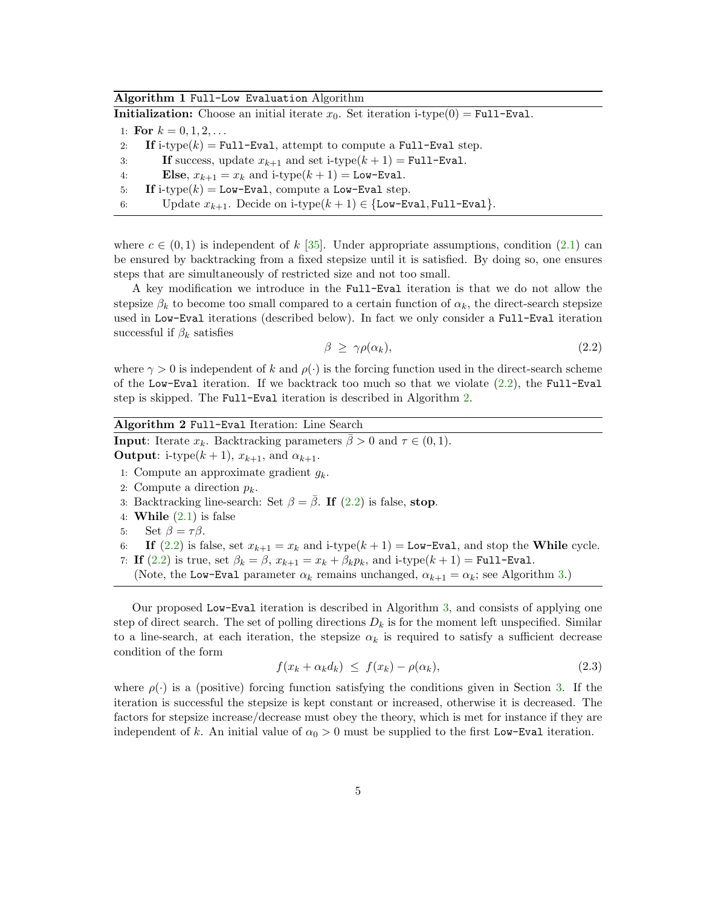**Algorithm 1** `Full-Low Evaluation` Algorithm

**Initialization:** Choose an initial iterate $x_0$. Set iteration i-type(0) = `Full-Eval`.

1: **For** $k = 0, 1, 2, \ldots$
2: **If** i-type($k$) = `Full-Eval`, attempt to compute a `Full-Eval` step.
3: **If** success, update $x_{k+1}$ and set i-type($k+1$) = `Full-Eval`.
4: **Else**, $x_{k+1} = x_k$ and i-type($k+1$) = `Low-Eval`.
5: **If** i-type($k$) = `Low-Eval`, compute a `Low-Eval` step.
6: Update $x_{k+1}$. Decide on i-type($k+1$) $\in$ {`Low-Eval`, `Full-Eval`}.

where $c \in (0, 1)$ is independent of $k$ [35]. Under appropriate assumptions, condition (2.1) can be ensured by backtracking from a fixed stepsize until it is satisfied. By doing so, one ensures steps that are simultaneously of restricted size and not too small.

A key modification we introduce in the `Full-Eval` iteration is that we do not allow the stepsize $\beta_k$ to become too small compared to a certain function of $\alpha_k$, the direct-search stepsize used in `Low-Eval` iterations (described below). In fact we only consider a `Full-Eval` iteration successful if $\beta_k$ satisfies

$$\beta \;\geq\; \gamma \rho(\alpha_k), \tag{2.2}$$

where $\gamma > 0$ is independent of $k$ and $\rho(\cdot)$ is the forcing function used in the direct-search scheme of the `Low-Eval` iteration. If we backtrack too much so that we violate (2.2), the `Full-Eval` step is skipped. The `Full-Eval` iteration is described in Algorithm 2.

**Algorithm 2** `Full-Eval` Iteration: Line Search

**Input**: Iterate $x_k$. Backtracking parameters $\bar{\beta} > 0$ and $\tau \in (0, 1)$.
**Output**: i-type($k+1$), $x_{k+1}$, and $\alpha_{k+1}$.

1: Compute an approximate gradient $g_k$.
2: Compute a direction $p_k$.
3: Backtracking line-search: Set $\beta = \bar{\beta}$. **If** (2.2) is false, **stop**.
4: **While** (2.1) is false
5: Set $\beta = \tau\beta$.
6: **If** (2.2) is false, set $x_{k+1} = x_k$ and i-type($k+1$) = `Low-Eval`, and stop the **While** cycle.
7: **If** (2.2) is true, set $\beta_k = \beta$, $x_{k+1} = x_k + \beta_k p_k$, and i-type($k+1$) = `Full-Eval`.
(Note, the `Low-Eval` parameter $\alpha_k$ remains unchanged, $\alpha_{k+1} = \alpha_k$; see Algorithm 3.)

Our proposed `Low-Eval` iteration is described in Algorithm 3, and consists of applying one step of direct search. The set of polling directions $D_k$ is for the moment left unspecified. Similar to a line-search, at each iteration, the stepsize $\alpha_k$ is required to satisfy a sufficient decrease condition of the form

$$f(x_k + \alpha_k d_k) \;\leq\; f(x_k) - \rho(\alpha_k), \tag{2.3}$$

where $\rho(\cdot)$ is a (positive) forcing function satisfying the conditions given in Section 3. If the iteration is successful the stepsize is kept constant or increased, otherwise it is decreased. The factors for stepsize increase/decrease must obey the theory, which is met for instance if they are independent of $k$. An initial value of $\alpha_0 > 0$ must be supplied to the first `Low-Eval` iteration.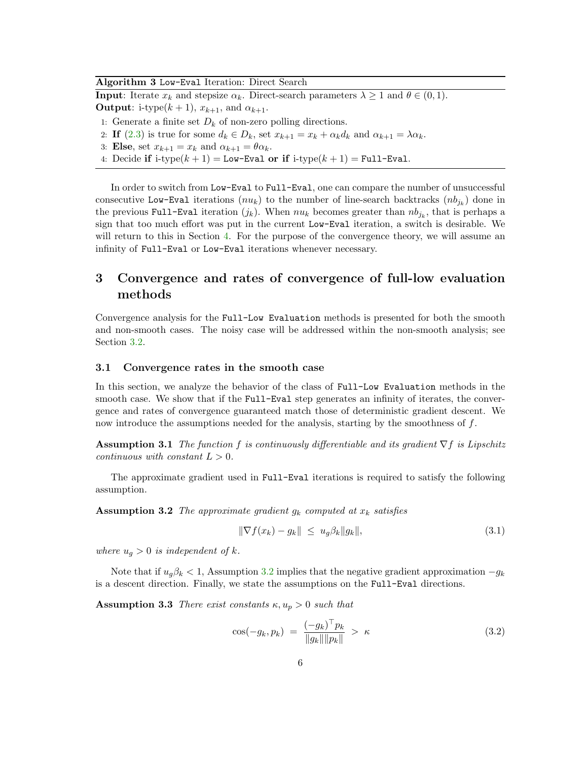**Algorithm 3** `Low-Eval` Iteration: Direct Search

**Input**: Iterate $x_k$ and stepsize $\alpha_k$. Direct-search parameters $\lambda \geq 1$ and $\theta \in (0, 1)$.
**Output**: i-type$(k+1)$, $x_{k+1}$, and $\alpha_{k+1}$.

1: Generate a finite set $D_k$ of non-zero polling directions.
2: **If** (2.3) is true for some $d_k \in D_k$, set $x_{k+1} = x_k + \alpha_k d_k$ and $\alpha_{k+1} = \lambda \alpha_k$.
3: **Else**, set $x_{k+1} = x_k$ and $\alpha_{k+1} = \theta \alpha_k$.
4: Decide **if** i-type$(k+1) =$ `Low-Eval` **or if** i-type$(k+1) =$ `Full-Eval`.

In order to switch from `Low-Eval` to `Full-Eval`, one can compare the number of unsuccessful consecutive `Low-Eval` iterations ($nu_k$) to the number of line-search backtracks ($nb_{j_k}$) done in the previous `Full-Eval` iteration ($j_k$). When $nu_k$ becomes greater than $nb_{j_k}$, that is perhaps a sign that too much effort was put in the current `Low-Eval` iteration, a switch is desirable. We will return to this in Section 4. For the purpose of the convergence theory, we will assume an infinity of `Full-Eval` or `Low-Eval` iterations whenever necessary.

# 3 Convergence and rates of convergence of full-low evaluation methods

Convergence analysis for the `Full-Low Evaluation` methods is presented for both the smooth and non-smooth cases. The noisy case will be addressed within the non-smooth analysis; see Section 3.2.

## 3.1 Convergence rates in the smooth case

In this section, we analyze the behavior of the class of `Full-Low Evaluation` methods in the smooth case. We show that if the `Full-Eval` step generates an infinity of iterates, the convergence and rates of convergence guaranteed match those of deterministic gradient descent. We now introduce the assumptions needed for the analysis, starting by the smoothness of $f$.

**Assumption 3.1** *The function $f$ is continuously differentiable and its gradient $\nabla f$ is Lipschitz continuous with constant $L > 0$.*

The approximate gradient used in `Full-Eval` iterations is required to satisfy the following assumption.

**Assumption 3.2** *The approximate gradient $g_k$ computed at $x_k$ satisfies*

$$\|\nabla f(x_k) - g_k\| \;\leq\; u_g \beta_k \|g_k\|, \tag{3.1}$$

*where $u_g > 0$ is independent of $k$.*

Note that if $u_g \beta_k < 1$, Assumption 3.2 implies that the negative gradient approximation $-g_k$ is a descent direction. Finally, we state the assumptions on the `Full-Eval` directions.

**Assumption 3.3** *There exist constants $\kappa, u_p > 0$ such that*

$$\cos(-g_k, p_k) \;=\; \frac{(-g_k)^\top p_k}{\|g_k\|\|p_k\|} \;>\; \kappa \tag{3.2}$$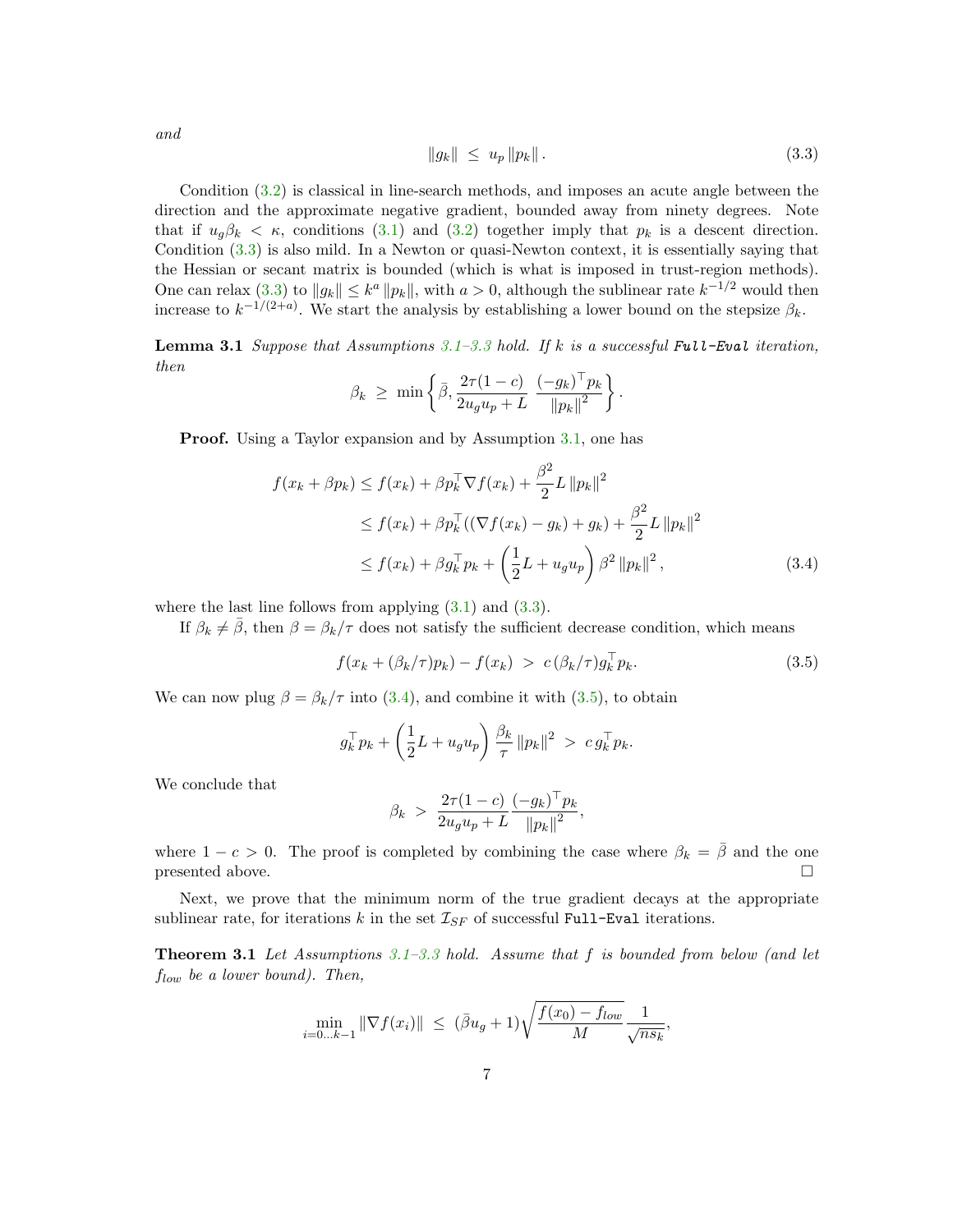*and*

$$\|g_k\| \;\leq\; u_p \|p_k\| \,. \tag{3.3}$$

Condition (3.2) is classical in line-search methods, and imposes an acute angle between the direction and the approximate negative gradient, bounded away from ninety degrees. Note that if $u_g \beta_k < \kappa$, conditions (3.1) and (3.2) together imply that $p_k$ is a descent direction. Condition (3.3) is also mild. In a Newton or quasi-Newton context, it is essentially saying that the Hessian or secant matrix is bounded (which is what is imposed in trust-region methods). One can relax (3.3) to $\|g_k\| \leq k^a \|p_k\|$, with $a > 0$, although the sublinear rate $k^{-1/2}$ would then increase to $k^{-1/(2+a)}$. We start the analysis by establishing a lower bound on the stepsize $\beta_k$.

**Lemma 3.1** *Suppose that Assumptions 3.1–3.3 hold. If $k$ is a successful* `Full-Eval` *iteration, then*

$$\beta_k \;\geq\; \min\left\{ \bar{\beta}, \frac{2\tau(1-c)}{2u_g u_p + L}\; \frac{(-g_k)^\top p_k}{\|p_k\|^2} \right\}.$$

**Proof.** Using a Taylor expansion and by Assumption 3.1, one has

$$\begin{aligned}
f(x_k + \beta p_k) &\leq f(x_k) + \beta p_k^\top \nabla f(x_k) + \frac{\beta^2}{2} L \|p_k\|^2 \\
&\leq f(x_k) + \beta p_k^\top ((\nabla f(x_k) - g_k) + g_k) + \frac{\beta^2}{2} L \|p_k\|^2 \\
&\leq f(x_k) + \beta g_k^\top p_k + \left(\frac{1}{2}L + u_g u_p\right) \beta^2 \|p_k\|^2 ,
\end{aligned} \tag{3.4}$$

where the last line follows from applying (3.1) and (3.3).

If $\beta_k \neq \bar{\beta}$, then $\beta = \beta_k/\tau$ does not satisfy the sufficient decrease condition, which means

$$f(x_k + (\beta_k/\tau) p_k) - f(x_k) \;>\; c\,(\beta_k/\tau) g_k^\top p_k. \tag{3.5}$$

We can now plug $\beta = \beta_k/\tau$ into (3.4), and combine it with (3.5), to obtain

$$g_k^\top p_k + \left(\frac{1}{2}L + u_g u_p\right) \frac{\beta_k}{\tau} \|p_k\|^2 \;>\; c\, g_k^\top p_k.$$

We conclude that

$$\beta_k \;>\; \frac{2\tau(1-c)}{2u_g u_p + L} \frac{(-g_k)^\top p_k}{\|p_k\|^2},$$

where $1 - c > 0$. The proof is completed by combining the case where $\beta_k = \bar{\beta}$ and the one presented above. $\square$

Next, we prove that the minimum norm of the true gradient decays at the appropriate sublinear rate, for iterations $k$ in the set $\mathcal{I}_{SF}$ of successful `Full-Eval` iterations.

**Theorem 3.1** *Let Assumptions 3.1–3.3 hold. Assume that $f$ is bounded from below (and let $f_{low}$ be a lower bound). Then,*

$$\min_{i=0\ldots k-1} \|\nabla f(x_i)\| \;\leq\; (\bar{\beta} u_g + 1) \sqrt{\frac{f(x_0) - f_{low}}{M}} \frac{1}{\sqrt{n s_k}},$$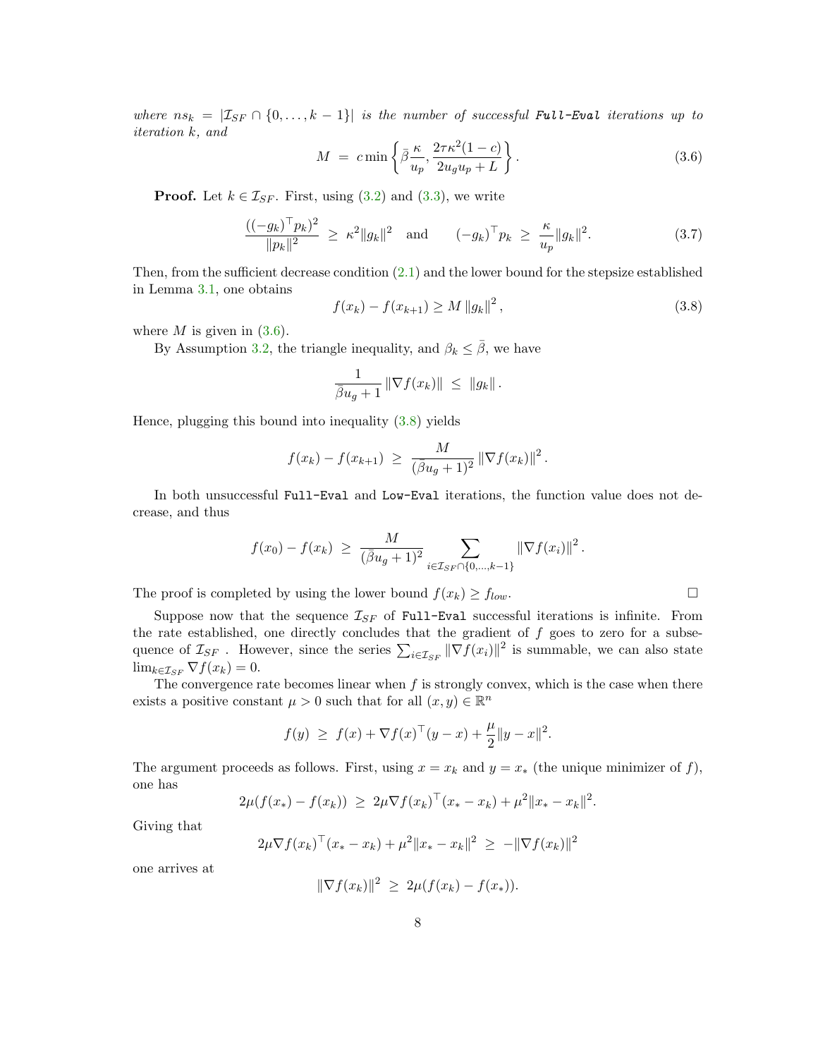*where $ns_k = |\mathcal{I}_{SF} \cap \{0, \ldots, k-1\}|$ is the number of successful* **`Full-Eval`** *iterations up to iteration $k$, and*

$$M \;=\; c \min\left\{ \bar{\beta}\frac{\kappa}{u_p}, \frac{2\tau\kappa^2(1-c)}{2u_g u_p + L} \right\}. \tag{3.6}$$

**Proof.** Let $k \in \mathcal{I}_{SF}$. First, using (3.2) and (3.3), we write

$$\frac{((-g_k)^\top p_k)^2}{\|p_k\|^2} \;\geq\; \kappa^2 \|g_k\|^2 \quad \text{and} \qquad (-g_k)^\top p_k \;\geq\; \frac{\kappa}{u_p}\|g_k\|^2. \tag{3.7}$$

Then, from the sufficient decrease condition (2.1) and the lower bound for the stepsize established in Lemma 3.1, one obtains

$$f(x_k) - f(x_{k+1}) \geq M \left\| g_k \right\|^2, \tag{3.8}$$

where $M$ is given in (3.6).

By Assumption 3.2, the triangle inequality, and $\beta_k \leq \bar{\beta}$, we have

$$\frac{1}{\bar{\beta} u_g + 1} \left\| \nabla f(x_k) \right\| \;\leq\; \left\| g_k \right\|.$$

Hence, plugging this bound into inequality (3.8) yields

$$f(x_k) - f(x_{k+1}) \;\geq\; \frac{M}{(\bar{\beta} u_g + 1)^2} \left\| \nabla f(x_k) \right\|^2.$$

In both unsuccessful `Full-Eval` and `Low-Eval` iterations, the function value does not decrease, and thus

$$f(x_0) - f(x_k) \;\geq\; \frac{M}{(\bar{\beta} u_g + 1)^2} \sum_{i \in \mathcal{I}_{SF} \cap \{0,\ldots,k-1\}} \left\| \nabla f(x_i) \right\|^2.$$

The proof is completed by using the lower bound $f(x_k) \geq f_{low}$. ☐

Suppose now that the sequence $\mathcal{I}_{SF}$ of `Full-Eval` successful iterations is infinite. From the rate established, one directly concludes that the gradient of $f$ goes to zero for a subsequence of $\mathcal{I}_{SF}$ . However, since the series $\sum_{i \in \mathcal{I}_{SF}} \|\nabla f(x_i)\|^2$ is summable, we can also state $\lim_{k \in \mathcal{I}_{SF}} \nabla f(x_k) = 0$.

The convergence rate becomes linear when $f$ is strongly convex, which is the case when there exists a positive constant $\mu > 0$ such that for all $(x, y) \in \mathbb{R}^n$

$$f(y) \;\geq\; f(x) + \nabla f(x)^\top (y - x) + \frac{\mu}{2}\|y - x\|^2.$$

The argument proceeds as follows. First, using $x = x_k$ and $y = x_*$ (the unique minimizer of $f$), one has

$$2\mu(f(x_*) - f(x_k)) \;\geq\; 2\mu \nabla f(x_k)^\top (x_* - x_k) + \mu^2 \|x_* - x_k\|^2.$$

Giving that

$$2\mu \nabla f(x_k)^\top (x_* - x_k) + \mu^2 \|x_* - x_k\|^2 \;\geq\; -\|\nabla f(x_k)\|^2$$

one arrives at

$$\|\nabla f(x_k)\|^2 \;\geq\; 2\mu(f(x_k) - f(x_*)).$$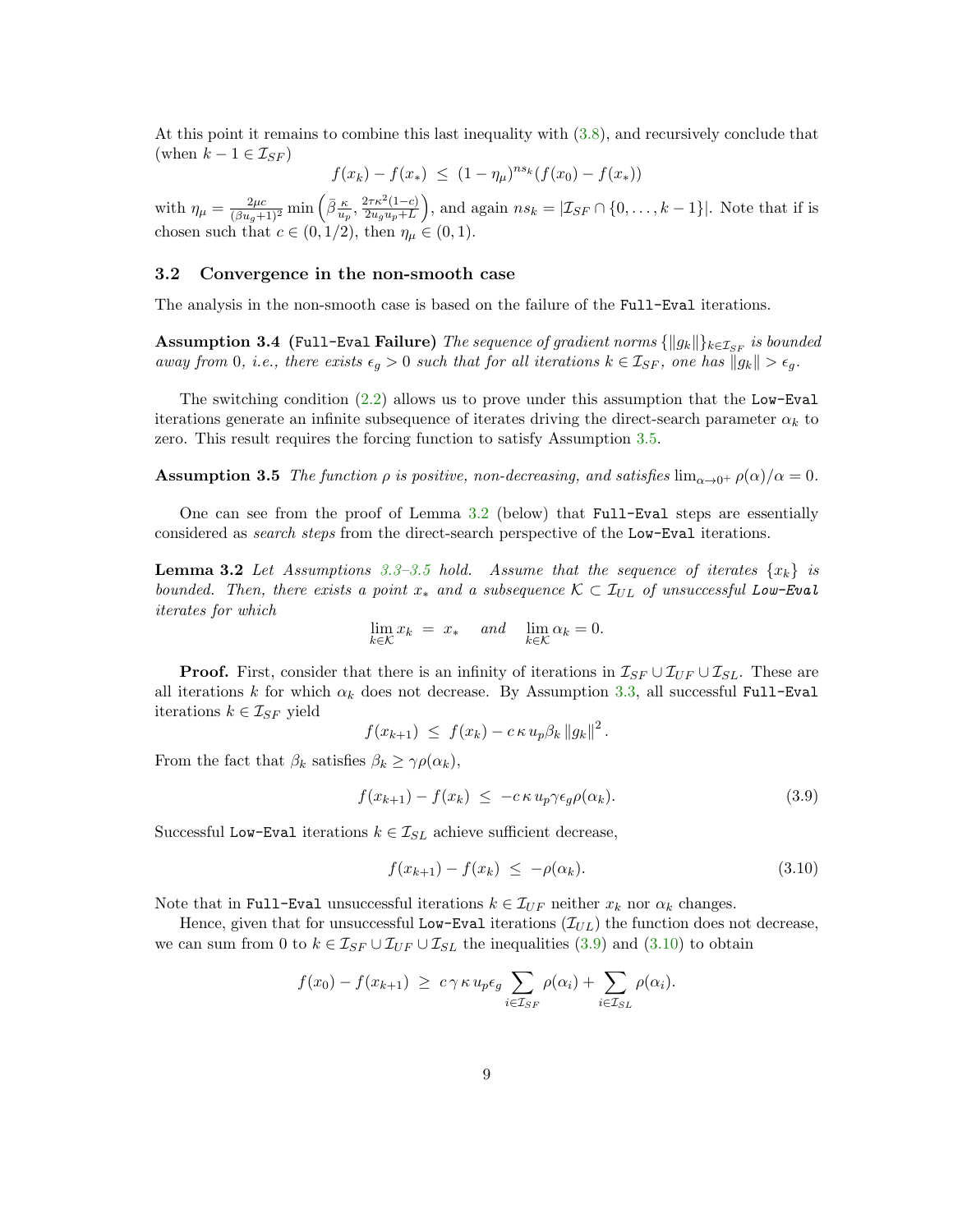At this point it remains to combine this last inequality with (3.8), and recursively conclude that (when $k-1 \in \mathcal{I}_{SF}$)

$$f(x_k) - f(x_*) \;\leq\; (1-\eta_\mu)^{ns_k}(f(x_0) - f(x_*))$$

with $\eta_\mu = \frac{2\mu c}{(\beta u_g+1)^2} \min\left(\bar{\beta}\frac{\kappa}{u_p}, \frac{2\tau\kappa^2(1-c)}{2u_g u_p + L}\right)$, and again $ns_k = |\mathcal{I}_{SF} \cap \{0,\ldots,k-1\}|$. Note that if is chosen such that $c \in (0,1/2)$, then $\eta_\mu \in (0,1)$.

## 3.2 Convergence in the non-smooth case

The analysis in the non-smooth case is based on the failure of the `Full-Eval` iterations.

**Assumption 3.4** **(`Full-Eval` Failure)** *The sequence of gradient norms $\{\|g_k\|\}_{k\in\mathcal{I}_{SF}}$ is bounded away from 0, i.e., there exists $\epsilon_g > 0$ such that for all iterations $k \in \mathcal{I}_{SF}$, one has $\|g_k\| > \epsilon_g$.*

The switching condition (2.2) allows us to prove under this assumption that the `Low-Eval` iterations generate an infinite subsequence of iterates driving the direct-search parameter $\alpha_k$ to zero. This result requires the forcing function to satisfy Assumption 3.5.

**Assumption 3.5** *The function $\rho$ is positive, non-decreasing, and satisfies $\lim_{\alpha\to 0^+} \rho(\alpha)/\alpha = 0$.*

One can see from the proof of Lemma 3.2 (below) that `Full-Eval` steps are essentially considered as *search steps* from the direct-search perspective of the `Low-Eval` iterations.

**Lemma 3.2** *Let Assumptions 3.3–3.5 hold. Assume that the sequence of iterates $\{x_k\}$ is bounded. Then, there exists a point $x_*$ and a subsequence $\mathcal{K} \subset \mathcal{I}_{UL}$ of unsuccessful `Low-Eval` iterates for which*

$$\lim_{k\in\mathcal{K}} x_k \;=\; x_* \quad \text{ and } \quad \lim_{k\in\mathcal{K}} \alpha_k = 0.$$

**Proof.** First, consider that there is an infinity of iterations in $\mathcal{I}_{SF} \cup \mathcal{I}_{UF} \cup \mathcal{I}_{SL}$. These are all iterations $k$ for which $\alpha_k$ does not decrease. By Assumption 3.3, all successful `Full-Eval` iterations $k \in \mathcal{I}_{SF}$ yield

$$f(x_{k+1}) \;\leq\; f(x_k) - c\,\kappa\, u_p \beta_k \|g_k\|^2.$$

From the fact that $\beta_k$ satisfies $\beta_k \geq \gamma\rho(\alpha_k)$,

$$f(x_{k+1}) - f(x_k) \;\leq\; -c\,\kappa\, u_p \gamma \epsilon_g \rho(\alpha_k). \tag{3.9}$$

Successful `Low-Eval` iterations $k \in \mathcal{I}_{SL}$ achieve sufficient decrease,

$$f(x_{k+1}) - f(x_k) \;\leq\; -\rho(\alpha_k). \tag{3.10}$$

Note that in `Full-Eval` unsuccessful iterations $k \in \mathcal{I}_{UF}$ neither $x_k$ nor $\alpha_k$ changes.

Hence, given that for unsuccessful `Low-Eval` iterations ($\mathcal{I}_{UL}$) the function does not decrease, we can sum from 0 to $k \in \mathcal{I}_{SF} \cup \mathcal{I}_{UF} \cup \mathcal{I}_{SL}$ the inequalities (3.9) and (3.10) to obtain

$$f(x_0) - f(x_{k+1}) \;\geq\; c\,\gamma\,\kappa\, u_p \epsilon_g \sum_{i\in\mathcal{I}_{SF}} \rho(\alpha_i) + \sum_{i\in\mathcal{I}_{SL}} \rho(\alpha_i).$$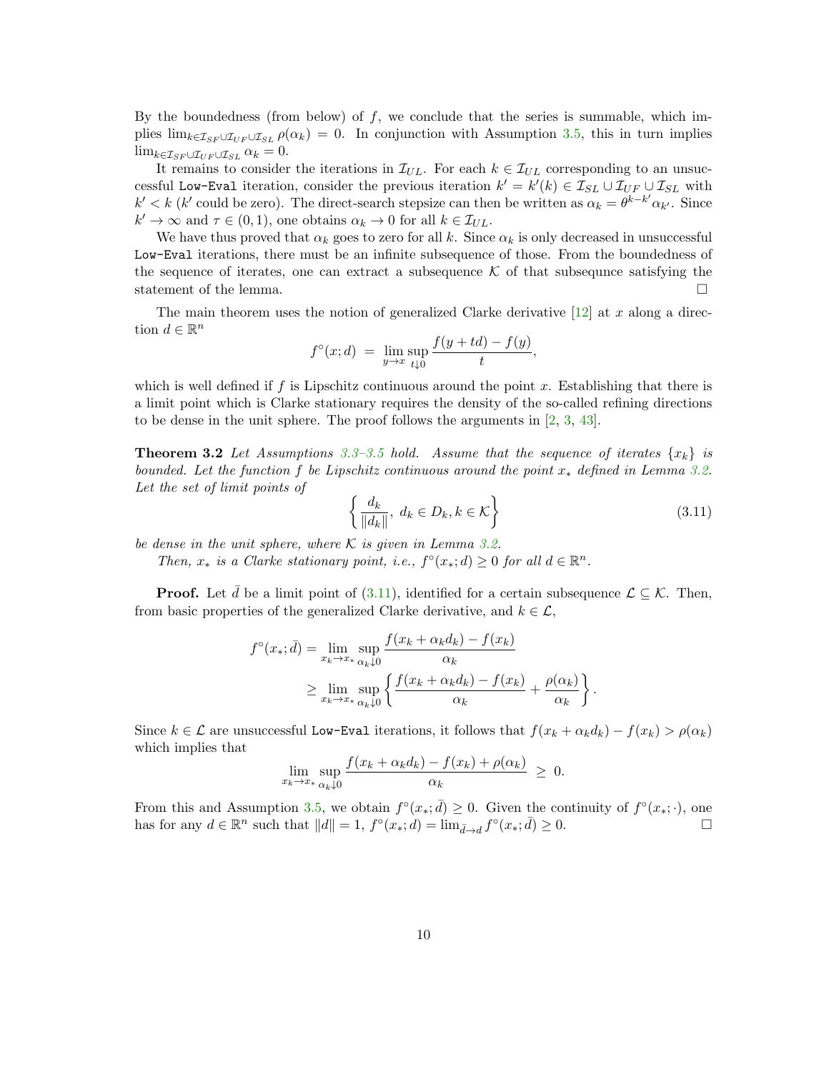By the boundedness (from below) of $f$, we conclude that the series is summable, which implies $\lim_{k \in \mathcal{I}_{SF} \cup \mathcal{I}_{UF} \cup \mathcal{I}_{SL}} \rho(\alpha_k) = 0$. In conjunction with Assumption 3.5, this in turn implies $\lim_{k \in \mathcal{I}_{SF} \cup \mathcal{I}_{UF} \cup \mathcal{I}_{SL}} \alpha_k = 0$.

It remains to consider the iterations in $\mathcal{I}_{UL}$. For each $k \in \mathcal{I}_{UL}$ corresponding to an unsuccessful `Low-Eval` iteration, consider the previous iteration $k' = k'(k) \in \mathcal{I}_{SL} \cup \mathcal{I}_{UF} \cup \mathcal{I}_{SL}$ with $k' < k$ ($k'$ could be zero). The direct-search stepsize can then be written as $\alpha_k = \theta^{k-k'} \alpha_{k'}$. Since $k' \to \infty$ and $\tau \in (0,1)$, one obtains $\alpha_k \to 0$ for all $k \in \mathcal{I}_{UL}$.

We have thus proved that $\alpha_k$ goes to zero for all $k$. Since $\alpha_k$ is only decreased in unsuccessful `Low-Eval` iterations, there must be an infinite subsequence of those. From the boundedness of the sequence of iterates, one can extract a subsequence $\mathcal{K}$ of that subsequnce satisfying the statement of the lemma. $\square$

The main theorem uses the notion of generalized Clarke derivative [12] at $x$ along a direction $d \in \mathbb{R}^n$

$$f^\circ(x; d) \;=\; \limsup_{\substack{y \to x \\ t \downarrow 0}} \frac{f(y + td) - f(y)}{t},$$

which is well defined if $f$ is Lipschitz continuous around the point $x$. Establishing that there is a limit point which is Clarke stationary requires the density of the so-called refining directions to be dense in the unit sphere. The proof follows the arguments in [2, 3, 43].

**Theorem 3.2** *Let Assumptions 3.3–3.5 hold. Assume that the sequence of iterates $\{x_k\}$ is bounded. Let the function $f$ be Lipschitz continuous around the point $x_*$ defined in Lemma 3.2. Let the set of limit points of*

$$\left\{ \frac{d_k}{\|d_k\|},\; d_k \in D_k, k \in \mathcal{K} \right\} \tag{3.11}$$

*be dense in the unit sphere, where $\mathcal{K}$ is given in Lemma 3.2.*

*Then, $x_*$ is a Clarke stationary point, i.e., $f^\circ(x_*; d) \geq 0$ for all $d \in \mathbb{R}^n$.*

**Proof.** Let $\bar{d}$ be a limit point of (3.11), identified for a certain subsequence $\mathcal{L} \subseteq \mathcal{K}$. Then, from basic properties of the generalized Clarke derivative, and $k \in \mathcal{L}$,

$$\begin{aligned} f^\circ(x_*; \bar{d}) &= \limsup_{\substack{x_k \to x_* \\ \alpha_k \downarrow 0}} \frac{f(x_k + \alpha_k d_k) - f(x_k)}{\alpha_k} \\ &\geq \limsup_{\substack{x_k \to x_* \\ \alpha_k \downarrow 0}} \left\{ \frac{f(x_k + \alpha_k d_k) - f(x_k)}{\alpha_k} + \frac{\rho(\alpha_k)}{\alpha_k} \right\}. \end{aligned}$$

Since $k \in \mathcal{L}$ are unsuccessful `Low-Eval` iterations, it follows that $f(x_k + \alpha_k d_k) - f(x_k) > \rho(\alpha_k)$ which implies that

$$\limsup_{\substack{x_k \to x_* \\ \alpha_k \downarrow 0}} \frac{f(x_k + \alpha_k d_k) - f(x_k) + \rho(\alpha_k)}{\alpha_k} \;\geq\; 0.$$

From this and Assumption 3.5, we obtain $f^\circ(x_*; \bar{d}) \geq 0$. Given the continuity of $f^\circ(x_*; \cdot)$, one has for any $d \in \mathbb{R}^n$ such that $\|d\| = 1$, $f^\circ(x_*; d) = \lim_{\bar{d} \to d} f^\circ(x_*; \bar{d}) \geq 0$. $\square$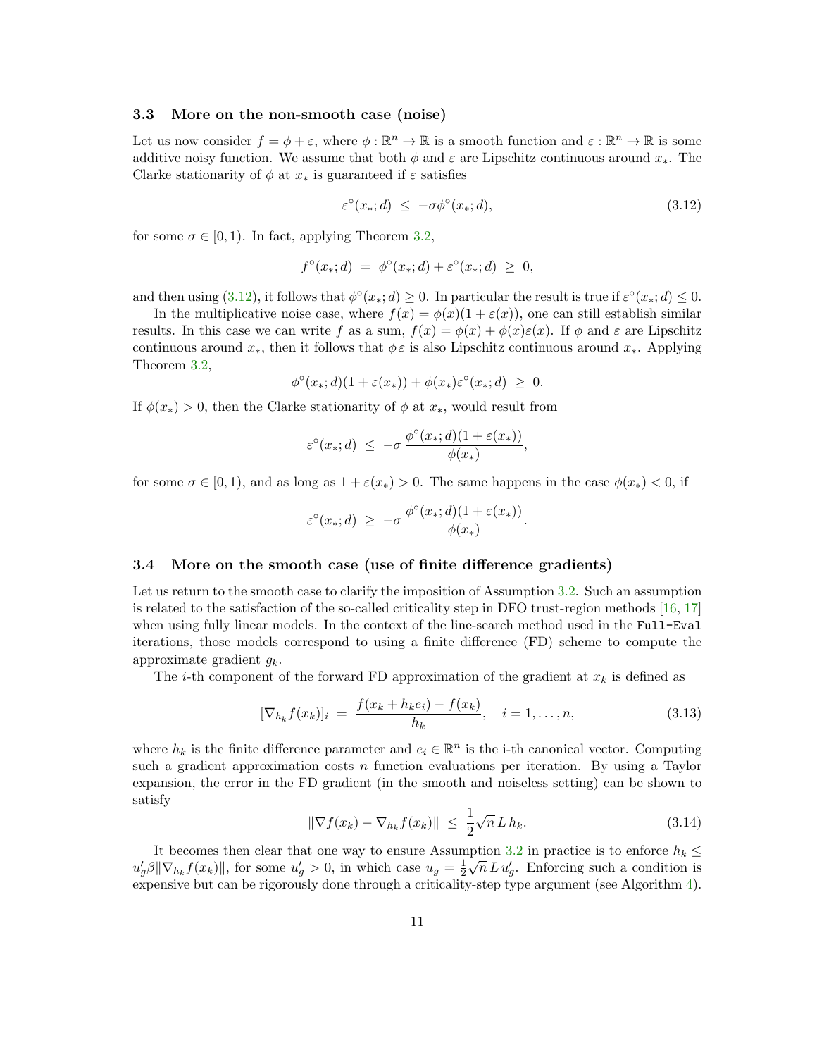### 3.3 More on the non-smooth case (noise)

Let us now consider $f = \phi + \varepsilon$, where $\phi : \mathbb{R}^n \to \mathbb{R}$ is a smooth function and $\varepsilon : \mathbb{R}^n \to \mathbb{R}$ is some additive noisy function. We assume that both $\phi$ and $\varepsilon$ are Lipschitz continuous around $x_*$. The Clarke stationarity of $\phi$ at $x_*$ is guaranteed if $\varepsilon$ satisfies

$$\varepsilon^\circ(x_*; d) \;\leq\; -\sigma \phi^\circ(x_*; d), \tag{3.12}$$

for some $\sigma \in [0, 1)$. In fact, applying Theorem 3.2,

$$f^\circ(x_*; d) \;=\; \phi^\circ(x_*; d) + \varepsilon^\circ(x_*; d) \;\geq\; 0,$$

and then using (3.12), it follows that $\phi^\circ(x_*; d) \geq 0$. In particular the result is true if $\varepsilon^\circ(x_*; d) \leq 0$.

In the multiplicative noise case, where $f(x) = \phi(x)(1 + \varepsilon(x))$, one can still establish similar results. In this case we can write $f$ as a sum, $f(x) = \phi(x) + \phi(x)\varepsilon(x)$. If $\phi$ and $\varepsilon$ are Lipschitz continuous around $x_*$, then it follows that $\phi\varepsilon$ is also Lipschitz continuous around $x_*$. Applying Theorem 3.2,

$$\phi^\circ(x_*; d)(1 + \varepsilon(x_*)) + \phi(x_*)\varepsilon^\circ(x_*; d) \;\geq\; 0.$$

If $\phi(x_*) > 0$, then the Clarke stationarity of $\phi$ at $x_*$, would result from

$$\varepsilon^\circ(x_*; d) \;\leq\; -\sigma \, \frac{\phi^\circ(x_*; d)(1 + \varepsilon(x_*))}{\phi(x_*)},$$

for some $\sigma \in [0, 1)$, and as long as $1 + \varepsilon(x_*) > 0$. The same happens in the case $\phi(x_*) < 0$, if

$$\varepsilon^\circ(x_*; d) \;\geq\; -\sigma \, \frac{\phi^\circ(x_*; d)(1 + \varepsilon(x_*))}{\phi(x_*)}.$$

### 3.4 More on the smooth case (use of finite difference gradients)

Let us return to the smooth case to clarify the imposition of Assumption 3.2. Such an assumption is related to the satisfaction of the so-called criticality step in DFO trust-region methods [16, 17] when using fully linear models. In the context of the line-search method used in the `Full-Eval` iterations, those models correspond to using a finite difference (FD) scheme to compute the approximate gradient $g_k$.

The $i$-th component of the forward FD approximation of the gradient at $x_k$ is defined as

$$[\nabla_{h_k} f(x_k)]_i \;=\; \frac{f(x_k + h_k e_i) - f(x_k)}{h_k}, \quad i = 1, \ldots, n, \tag{3.13}$$

where $h_k$ is the finite difference parameter and $e_i \in \mathbb{R}^n$ is the i-th canonical vector. Computing such a gradient approximation costs $n$ function evaluations per iteration. By using a Taylor expansion, the error in the FD gradient (in the smooth and noiseless setting) can be shown to satisfy

$$\|\nabla f(x_k) - \nabla_{h_k} f(x_k)\| \;\leq\; \frac{1}{2}\sqrt{n}\, L\, h_k. \tag{3.14}$$

It becomes then clear that one way to ensure Assumption 3.2 in practice is to enforce $h_k \leq u_g' \beta \|\nabla_{h_k} f(x_k)\|$, for some $u_g' > 0$, in which case $u_g = \frac{1}{2}\sqrt{n}\, L\, u_g'$. Enforcing such a condition is expensive but can be rigorously done through a criticality-step type argument (see Algorithm 4).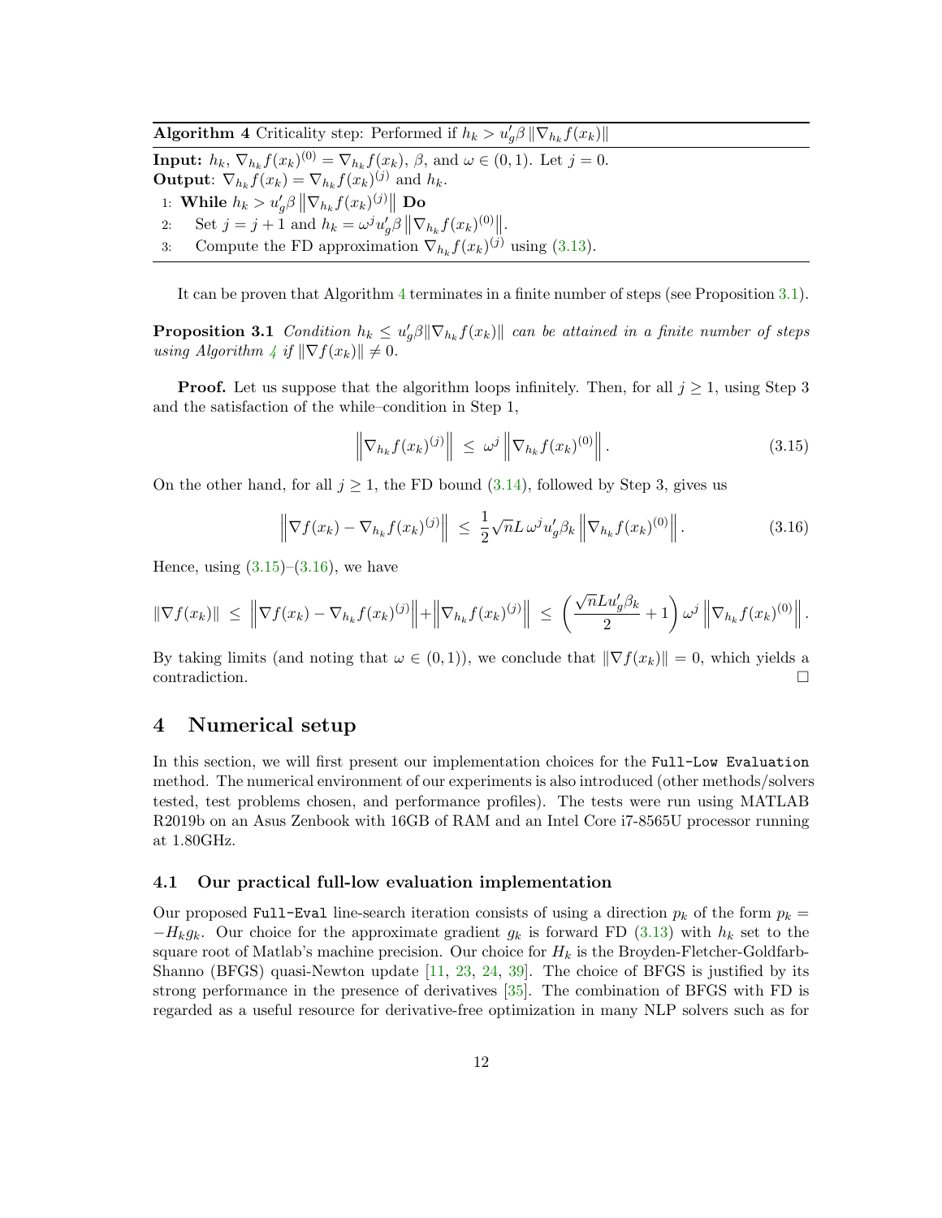**Algorithm 4** Criticality step: Performed if $h_k > u'_g \beta \|\nabla_{h_k} f(x_k)\|$

**Input:** $h_k$, $\nabla_{h_k} f(x_k)^{(0)} = \nabla_{h_k} f(x_k)$, $\beta$, and $\omega \in (0,1)$. Let $j = 0$.
**Output**: $\nabla_{h_k} f(x_k) = \nabla_{h_k} f(x_k)^{(j)}$ and $h_k$.

1: **While** $h_k > u'_g \beta \left\|\nabla_{h_k} f(x_k)^{(j)}\right\|$ **Do**
2: Set $j = j+1$ and $h_k = \omega^j u'_g \beta \left\|\nabla_{h_k} f(x_k)^{(0)}\right\|$.
3: Compute the FD approximation $\nabla_{h_k} f(x_k)^{(j)}$ using (3.13).

It can be proven that Algorithm 4 terminates in a finite number of steps (see Proposition 3.1).

**Proposition 3.1** *Condition $h_k \leq u'_g \beta \|\nabla_{h_k} f(x_k)\|$ can be attained in a finite number of steps using Algorithm 4 if $\|\nabla f(x_k)\| \neq 0$.*

**Proof.** Let us suppose that the algorithm loops infinitely. Then, for all $j \geq 1$, using Step 3 and the satisfaction of the while–condition in Step 1,

$$\left\|\nabla_{h_k} f(x_k)^{(j)}\right\| \;\leq\; \omega^j \left\|\nabla_{h_k} f(x_k)^{(0)}\right\|. \tag{3.15}$$

On the other hand, for all $j \geq 1$, the FD bound (3.14), followed by Step 3, gives us

$$\left\|\nabla f(x_k) - \nabla_{h_k} f(x_k)^{(j)}\right\| \;\leq\; \frac{1}{2}\sqrt{n} L\, \omega^j u'_g \beta_k \left\|\nabla_{h_k} f(x_k)^{(0)}\right\|. \tag{3.16}$$

Hence, using (3.15)–(3.16), we have

$$\|\nabla f(x_k)\| \;\leq\; \left\|\nabla f(x_k) - \nabla_{h_k} f(x_k)^{(j)}\right\| + \left\|\nabla_{h_k} f(x_k)^{(j)}\right\| \;\leq\; \left(\frac{\sqrt{n} L u'_g \beta_k}{2} + 1\right) \omega^j \left\|\nabla_{h_k} f(x_k)^{(0)}\right\|.$$

By taking limits (and noting that $\omega \in (0,1)$), we conclude that $\|\nabla f(x_k)\| = 0$, which yields a contradiction. □

# 4 Numerical setup

In this section, we will first present our implementation choices for the `Full-Low Evaluation` method. The numerical environment of our experiments is also introduced (other methods/solvers tested, test problems chosen, and performance profiles). The tests were run using MATLAB R2019b on an Asus Zenbook with 16GB of RAM and an Intel Core i7-8565U processor running at 1.80GHz.

## 4.1 Our practical full-low evaluation implementation

Our proposed `Full-Eval` line-search iteration consists of using a direction $p_k$ of the form $p_k = -H_k g_k$. Our choice for the approximate gradient $g_k$ is forward FD (3.13) with $h_k$ set to the square root of Matlab's machine precision. Our choice for $H_k$ is the Broyden-Fletcher-Goldfarb-Shanno (BFGS) quasi-Newton update [11, 23, 24, 39]. The choice of BFGS is justified by its strong performance in the presence of derivatives [35]. The combination of BFGS with FD is regarded as a useful resource for derivative-free optimization in many NLP solvers such as for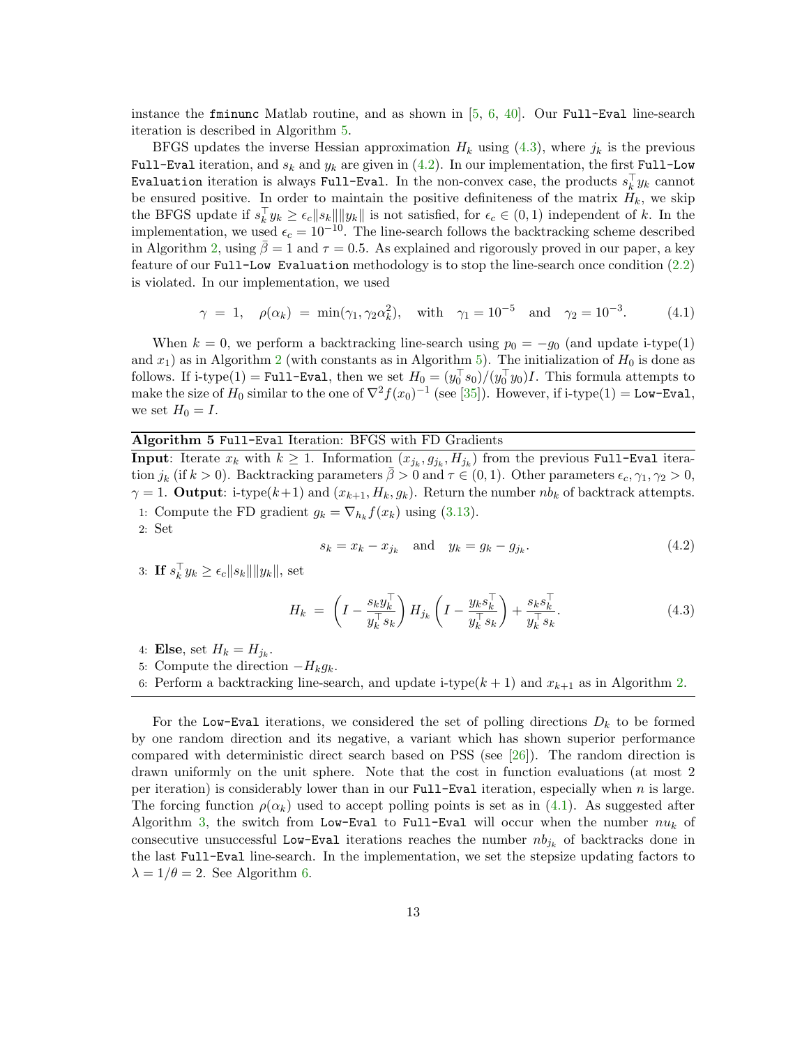instance the `fminunc` Matlab routine, and as shown in [5, 6, 40]. Our `Full-Eval` line-search iteration is described in Algorithm 5.

BFGS updates the inverse Hessian approximation $H_k$ using (4.3), where $j_k$ is the previous `Full-Eval` iteration, and $s_k$ and $y_k$ are given in (4.2). In our implementation, the first `Full-Low Evaluation` iteration is always `Full-Eval`. In the non-convex case, the products $s_k^\top y_k$ cannot be ensured positive. In order to maintain the positive definiteness of the matrix $H_k$, we skip the BFGS update if $s_k^\top y_k \geq \epsilon_c \|s_k\|\|y_k\|$ is not satisfied, for $\epsilon_c \in (0,1)$ independent of $k$. In the implementation, we used $\epsilon_c = 10^{-10}$. The line-search follows the backtracking scheme described in Algorithm 2, using $\bar{\beta} = 1$ and $\tau = 0.5$. As explained and rigorously proved in our paper, a key feature of our `Full-Low Evaluation` methodology is to stop the line-search once condition (2.2) is violated. In our implementation, we used

$$\gamma = 1, \quad \rho(\alpha_k) = \min(\gamma_1, \gamma_2 \alpha_k^2), \quad \text{with} \quad \gamma_1 = 10^{-5} \quad \text{and} \quad \gamma_2 = 10^{-3}. \tag{4.1}$$

When $k = 0$, we perform a backtracking line-search using $p_0 = -g_0$ (and update i-type(1) and $x_1$) as in Algorithm 2 (with constants as in Algorithm 5). The initialization of $H_0$ is done as follows. If i-type(1) = `Full-Eval`, then we set $H_0 = (y_0^\top s_0)/(y_0^\top y_0)I$. This formula attempts to make the size of $H_0$ similar to the one of $\nabla^2 f(x_0)^{-1}$ (see [35]). However, if i-type(1) = `Low-Eval`, we set $H_0 = I$.

---

**Algorithm 5** `Full-Eval` Iteration: BFGS with FD Gradients

---

**Input**: Iterate $x_k$ with $k \geq 1$. Information $(x_{j_k}, g_{j_k}, H_{j_k})$ from the previous `Full-Eval` iteration $j_k$ (if $k > 0$). Backtracking parameters $\bar{\beta} > 0$ and $\tau \in (0,1)$. Other parameters $\epsilon_c, \gamma_1, \gamma_2 > 0$, $\gamma = 1$. **Output**: i-type($k+1$) and $(x_{k+1}, H_k, g_k)$. Return the number $nb_k$ of backtrack attempts.

1: Compute the FD gradient $g_k = \nabla_{h_k} f(x_k)$ using (3.13).

2: Set

$$s_k = x_k - x_{j_k} \quad \text{and} \quad y_k = g_k - g_{j_k}. \tag{4.2}$$

3: **If** $s_k^\top y_k \geq \epsilon_c \|s_k\|\|y_k\|$, set

$$H_k = \left(I - \frac{s_k y_k^\top}{y_k^\top s_k}\right) H_{j_k} \left(I - \frac{y_k s_k^\top}{y_k^\top s_k}\right) + \frac{s_k s_k^\top}{y_k^\top s_k}. \tag{4.3}$$

4: **Else**, set $H_k = H_{j_k}$.

5: Compute the direction $-H_k g_k$.

6: Perform a backtracking line-search, and update i-type($k+1$) and $x_{k+1}$ as in Algorithm 2.

---

For the `Low-Eval` iterations, we considered the set of polling directions $D_k$ to be formed by one random direction and its negative, a variant which has shown superior performance compared with deterministic direct search based on PSS (see [26]). The random direction is drawn uniformly on the unit sphere. Note that the cost in function evaluations (at most 2 per iteration) is considerably lower than in our `Full-Eval` iteration, especially when $n$ is large. The forcing function $\rho(\alpha_k)$ used to accept polling points is set as in (4.1). As suggested after Algorithm 3, the switch from `Low-Eval` to `Full-Eval` will occur when the number $nu_k$ of consecutive unsuccessful `Low-Eval` iterations reaches the number $nb_{j_k}$ of backtracks done in the last `Full-Eval` line-search. In the implementation, we set the stepsize updating factors to $\lambda = 1/\theta = 2$. See Algorithm 6.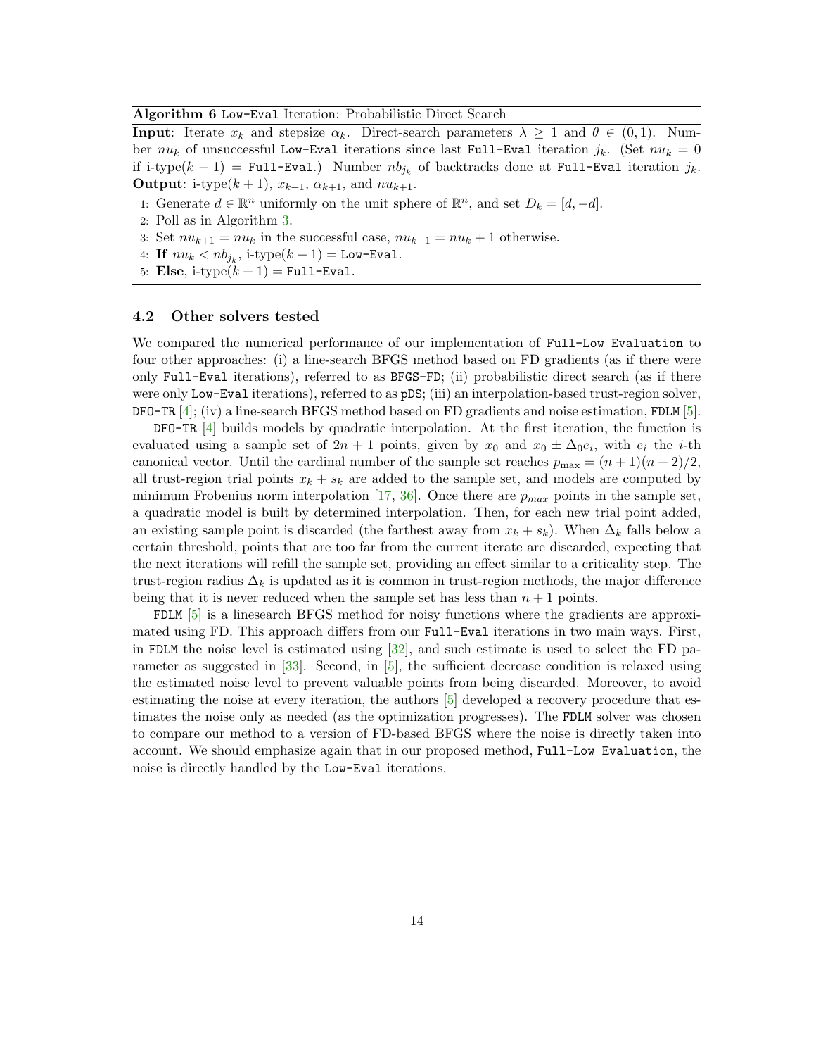**Algorithm 6** `Low-Eval` Iteration: Probabilistic Direct Search

**Input**: Iterate $x_k$ and stepsize $\alpha_k$. Direct-search parameters $\lambda \geq 1$ and $\theta \in (0,1)$. Number $nu_k$ of unsuccessful `Low-Eval` iterations since last `Full-Eval` iteration $j_k$. (Set $nu_k = 0$ if i-type$(k-1)$ = `Full-Eval`.) Number $nb_{j_k}$ of backtracks done at `Full-Eval` iteration $j_k$.
**Output**: i-type$(k+1)$, $x_{k+1}$, $\alpha_{k+1}$, and $nu_{k+1}$.

1: Generate $d \in \mathbb{R}^n$ uniformly on the unit sphere of $\mathbb{R}^n$, and set $D_k = [d, -d]$.
2: Poll as in Algorithm 3.
3: Set $nu_{k+1} = nu_k$ in the successful case, $nu_{k+1} = nu_k + 1$ otherwise.
4: **If** $nu_k < nb_{j_k}$, i-type$(k+1)$ = `Low-Eval`.
5: **Else**, i-type$(k+1)$ = `Full-Eval`.

### 4.2 Other solvers tested

We compared the numerical performance of our implementation of `Full-Low Evaluation` to four other approaches: (i) a line-search BFGS method based on FD gradients (as if there were only `Full-Eval` iterations), referred to as `BFGS-FD`; (ii) probabilistic direct search (as if there were only `Low-Eval` iterations), referred to as `pDS`; (iii) an interpolation-based trust-region solver, `DFO-TR` [4]; (iv) a line-search BFGS method based on FD gradients and noise estimation, `FDLM` [5].

`DFO-TR` [4] builds models by quadratic interpolation. At the first iteration, the function is evaluated using a sample set of $2n+1$ points, given by $x_0$ and $x_0 \pm \Delta_0 e_i$, with $e_i$ the $i$-th canonical vector. Until the cardinal number of the sample set reaches $p_{\max} = (n+1)(n+2)/2$, all trust-region trial points $x_k + s_k$ are added to the sample set, and models are computed by minimum Frobenius norm interpolation [17, 36]. Once there are $p_{max}$ points in the sample set, a quadratic model is built by determined interpolation. Then, for each new trial point added, an existing sample point is discarded (the farthest away from $x_k + s_k$). When $\Delta_k$ falls below a certain threshold, points that are too far from the current iterate are discarded, expecting that the next iterations will refill the sample set, providing an effect similar to a criticality step. The trust-region radius $\Delta_k$ is updated as it is common in trust-region methods, the major difference being that it is never reduced when the sample set has less than $n+1$ points.

`FDLM` [5] is a linesearch BFGS method for noisy functions where the gradients are approximated using FD. This approach differs from our `Full-Eval` iterations in two main ways. First, in `FDLM` the noise level is estimated using [32], and such estimate is used to select the FD parameter as suggested in [33]. Second, in [5], the sufficient decrease condition is relaxed using the estimated noise level to prevent valuable points from being discarded. Moreover, to avoid estimating the noise at every iteration, the authors [5] developed a recovery procedure that estimates the noise only as needed (as the optimization progresses). The `FDLM` solver was chosen to compare our method to a version of FD-based BFGS where the noise is directly taken into account. We should emphasize again that in our proposed method, `Full-Low Evaluation`, the noise is directly handled by the `Low-Eval` iterations.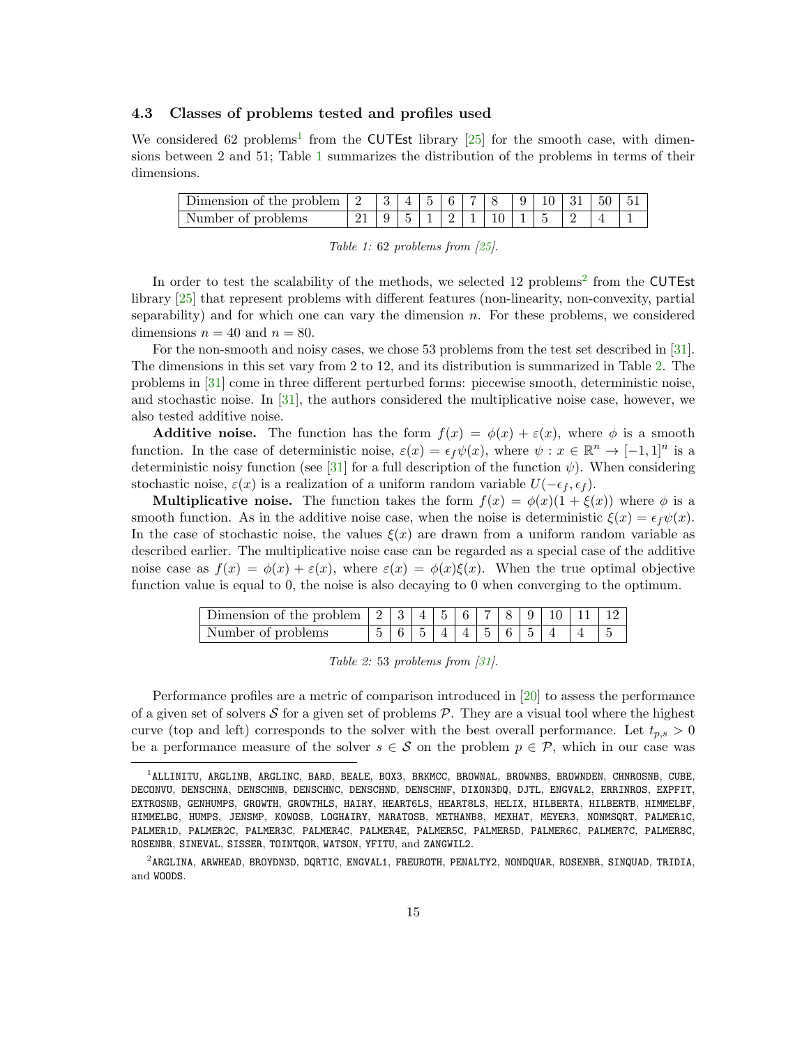### 4.3 Classes of problems tested and profiles used

We considered 62 problems[1] from the CUTEst library [25] for the smooth case, with dimensions between 2 and 51; Table 1 summarizes the distribution of the problems in terms of their dimensions.

| Dimension of the problem | 2 | 3 | 4 | 5 | 6 | 7 | 8 | 9 | 10 | 31 | 50 | 51 |
|---|---|---|---|---|---|---|---|---|---|---|---|---|
| Number of problems | 21 | 9 | 5 | 1 | 2 | 1 | 10 | 1 | 5 | 2 | 4 | 1 |

*Table 1: 62 problems from [25].*

In order to test the scalability of the methods, we selected 12 problems[2] from the CUTEst library [25] that represent problems with different features (non-linearity, non-convexity, partial separability) and for which one can vary the dimension $n$. For these problems, we considered dimensions $n = 40$ and $n = 80$.

For the non-smooth and noisy cases, we chose 53 problems from the test set described in [31]. The dimensions in this set vary from 2 to 12, and its distribution is summarized in Table 2. The problems in [31] come in three different perturbed forms: piecewise smooth, deterministic noise, and stochastic noise. In [31], the authors considered the multiplicative noise case, however, we also tested additive noise.

**Additive noise.** The function has the form $f(x) = \phi(x) + \varepsilon(x)$, where $\phi$ is a smooth function. In the case of deterministic noise, $\varepsilon(x) = \epsilon_f \psi(x)$, where $\psi : x \in \mathbb{R}^n \to [-1, 1]^n$ is a deterministic noisy function (see [31] for a full description of the function $\psi$). When considering stochastic noise, $\varepsilon(x)$ is a realization of a uniform random variable $U(-\epsilon_f, \epsilon_f)$.

**Multiplicative noise.** The function takes the form $f(x) = \phi(x)(1 + \xi(x))$ where $\phi$ is a smooth function. As in the additive noise case, when the noise is deterministic $\xi(x) = \epsilon_f \psi(x)$. In the case of stochastic noise, the values $\xi(x)$ are drawn from a uniform random variable as described earlier. The multiplicative noise case can be regarded as a special case of the additive noise case as $f(x) = \phi(x) + \varepsilon(x)$, where $\varepsilon(x) = \phi(x)\xi(x)$. When the true optimal objective function value is equal to 0, the noise is also decaying to 0 when converging to the optimum.

| Dimension of the problem | 2 | 3 | 4 | 5 | 6 | 7 | 8 | 9 | 10 | 11 | 12 |
|---|---|---|---|---|---|---|---|---|---|---|---|
| Number of problems | 5 | 6 | 5 | 4 | 4 | 5 | 6 | 5 | 4 | 4 | 5 |

*Table 2: 53 problems from [31].*

Performance profiles are a metric of comparison introduced in [20] to assess the performance of a given set of solvers $\mathcal{S}$ for a given set of problems $\mathcal{P}$. They are a visual tool where the highest curve (top and left) corresponds to the solver with the best overall performance. Let $t_{p,s} > 0$ be a performance measure of the solver $s \in \mathcal{S}$ on the problem $p \in \mathcal{P}$, which in our case was

---

[1] ALLINITU, ARGLINB, ARGLINC, BARD, BEALE, BOX3, BRKMCC, BROWNAL, BROWNBS, BROWNDEN, CHNROSNB, CUBE, DECONVU, DENSCHNA, DENSCHNB, DENSCHNC, DENSCHND, DENSCHNF, DIXON3DQ, DJTL, ENGVAL2, ERRINROS, EXPFIT, EXTROSNB, GENHUMPS, GROWTH, GROWTHLS, HAIRY, HEART6LS, HEART8LS, HELIX, HILBERTA, HILBERTB, HIMMELBF, HIMMELBG, HUMPS, JENSMP, KOWOSB, LOGHAIRY, MARATOSB, METHANB8, MEXHAT, MEYER3, NONMSQRT, PALMER1C, PALMER1D, PALMER2C, PALMER3C, PALMER4C, PALMER4E, PALMER5C, PALMER5D, PALMER6C, PALMER7C, PALMER8C, ROSENBR, SINEVAL, SISSER, TOINTQOR, WATSON, YFITU, and ZANGWIL2.

[2] ARGLINA, ARWHEAD, BROYDN3D, DQRTIC, ENGVAL1, FREUROTH, PENALTY2, NONDQUAR, ROSENBR, SINQUAD, TRIDIA, and WOODS.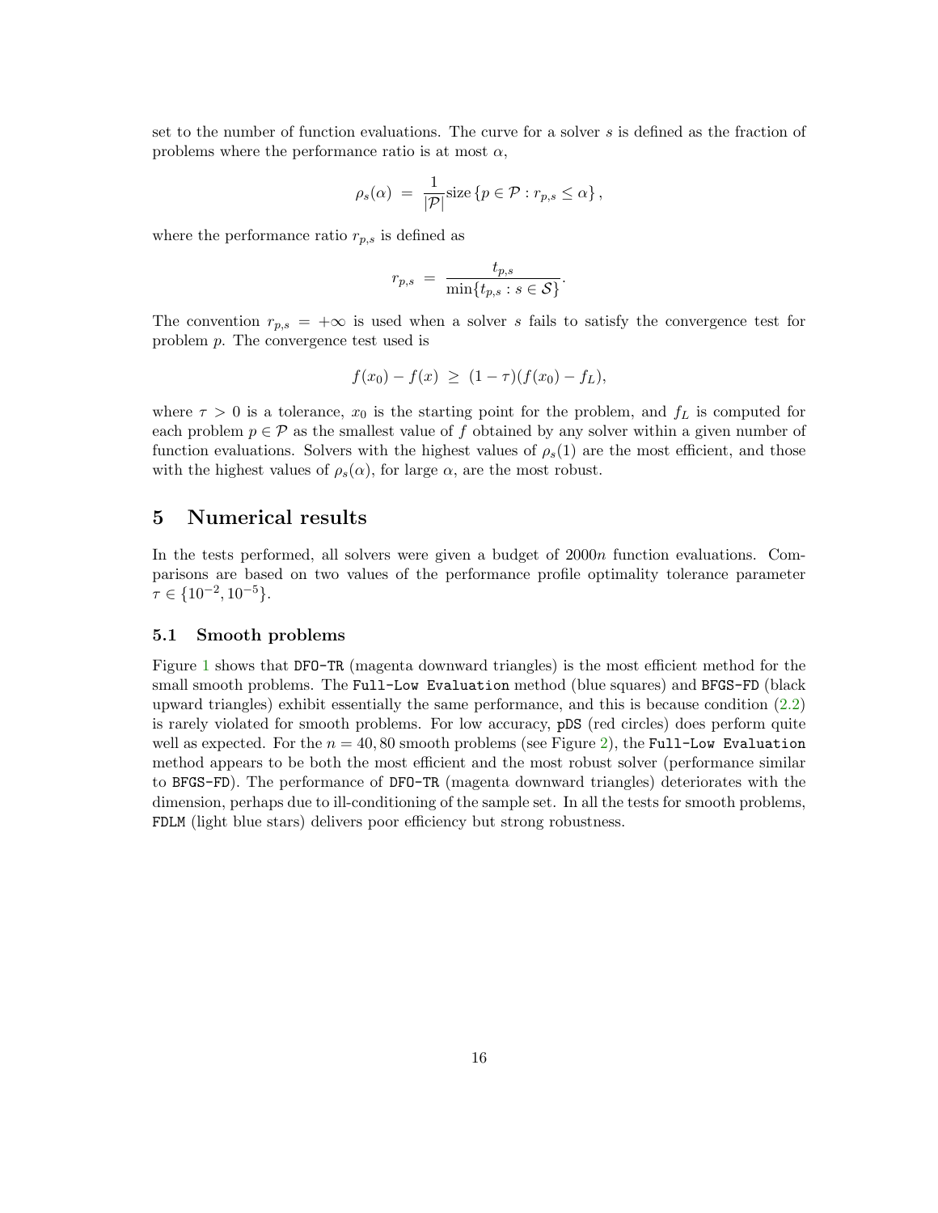set to the number of function evaluations. The curve for a solver $s$ is defined as the fraction of problems where the performance ratio is at most $\alpha$,

$$\rho_s(\alpha) \;=\; \frac{1}{|\mathcal{P}|}\text{size}\left\{p \in \mathcal{P} : r_{p,s} \leq \alpha\right\},$$

where the performance ratio $r_{p,s}$ is defined as

$$r_{p,s} \;=\; \frac{t_{p,s}}{\min\{t_{p,s} : s \in \mathcal{S}\}}.$$

The convention $r_{p,s} = +\infty$ is used when a solver $s$ fails to satisfy the convergence test for problem $p$. The convergence test used is

$$f(x_0) - f(x) \;\geq\; (1-\tau)(f(x_0) - f_L),$$

where $\tau > 0$ is a tolerance, $x_0$ is the starting point for the problem, and $f_L$ is computed for each problem $p \in \mathcal{P}$ as the smallest value of $f$ obtained by any solver within a given number of function evaluations. Solvers with the highest values of $\rho_s(1)$ are the most efficient, and those with the highest values of $\rho_s(\alpha)$, for large $\alpha$, are the most robust.

## 5 Numerical results

In the tests performed, all solvers were given a budget of $2000n$ function evaluations. Comparisons are based on two values of the performance profile optimality tolerance parameter $\tau \in \{10^{-2}, 10^{-5}\}$.

### 5.1 Smooth problems

Figure 1 shows that `DFO-TR` (magenta downward triangles) is the most efficient method for the small smooth problems. The `Full-Low Evaluation` method (blue squares) and `BFGS-FD` (black upward triangles) exhibit essentially the same performance, and this is because condition (2.2) is rarely violated for smooth problems. For low accuracy, `pDS` (red circles) does perform quite well as expected. For the $n = 40, 80$ smooth problems (see Figure 2), the `Full-Low Evaluation` method appears to be both the most efficient and the most robust solver (performance similar to `BFGS-FD`). The performance of `DFO-TR` (magenta downward triangles) deteriorates with the dimension, perhaps due to ill-conditioning of the sample set. In all the tests for smooth problems, `FDLM` (light blue stars) delivers poor efficiency but strong robustness.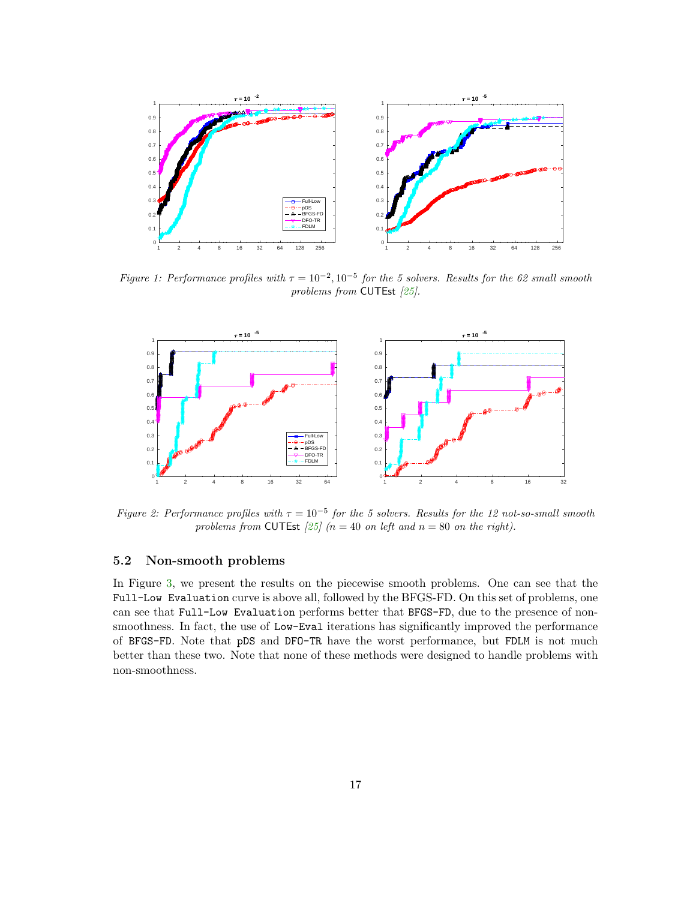*Figure 1: Performance profiles with $\tau = 10^{-2}, 10^{-5}$ for the 5 solvers. Results for the 62 small smooth problems from* CUTEst *[25].*

*Figure 2: Performance profiles with $\tau = 10^{-5}$ for the 5 solvers. Results for the 12 not-so-small smooth problems from* CUTEst *[25] ($n = 40$ on left and $n = 80$ on the right).*

### 5.2 Non-smooth problems

In Figure 3, we present the results on the piecewise smooth problems. One can see that the `Full-Low Evaluation` curve is above all, followed by the BFGS-FD. On this set of problems, one can see that `Full-Low Evaluation` performs better that `BFGS-FD`, due to the presence of non-smoothness. In fact, the use of `Low-Eval` iterations has significantly improved the performance of `BFGS-FD`. Note that `pDS` and `DFO-TR` have the worst performance, but `FDLM` is not much better than these two. Note that none of these methods were designed to handle problems with non-smoothness.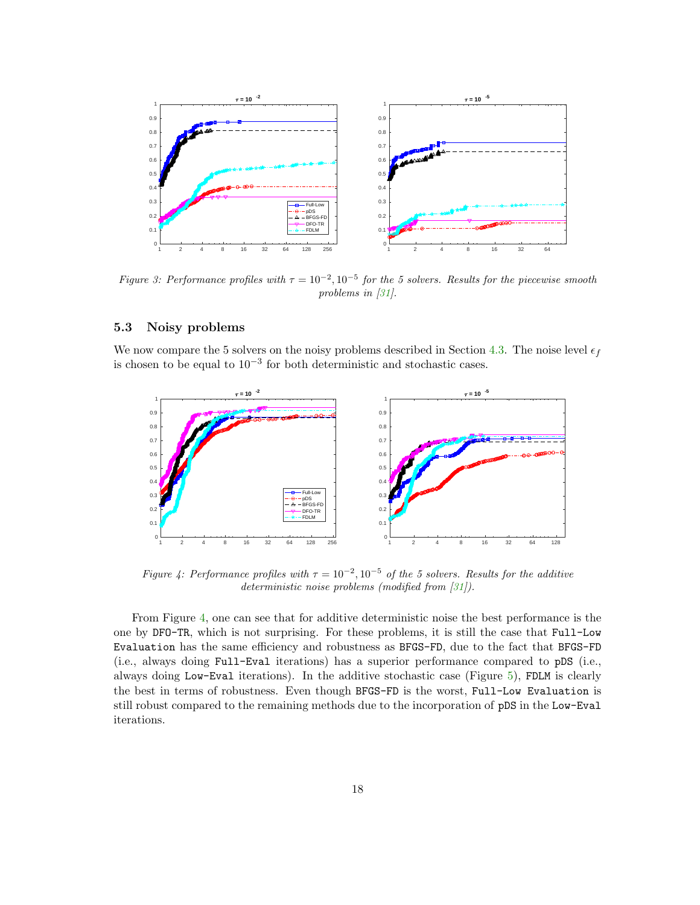*Figure 3: Performance profiles with $\tau = 10^{-2}, 10^{-5}$ for the 5 solvers. Results for the piecewise smooth problems in [31].*

### 5.3 Noisy problems

We now compare the 5 solvers on the noisy problems described in Section 4.3. The noise level $\epsilon_f$ is chosen to be equal to $10^{-3}$ for both deterministic and stochastic cases.

*Figure 4: Performance profiles with $\tau = 10^{-2}, 10^{-5}$ of the 5 solvers. Results for the additive deterministic noise problems (modified from [31]).*

From Figure 4, one can see that for additive deterministic noise the best performance is the one by `DFO-TR`, which is not surprising. For these problems, it is still the case that `Full-Low Evaluation` has the same efficiency and robustness as `BFGS-FD`, due to the fact that `BFGS-FD` (i.e., always doing `Full-Eval` iterations) has a superior performance compared to `pDS` (i.e., always doing `Low-Eval` iterations). In the additive stochastic case (Figure 5), `FDLM` is clearly the best in terms of robustness. Even though `BFGS-FD` is the worst, `Full-Low Evaluation` is still robust compared to the remaining methods due to the incorporation of `pDS` in the `Low-Eval` iterations.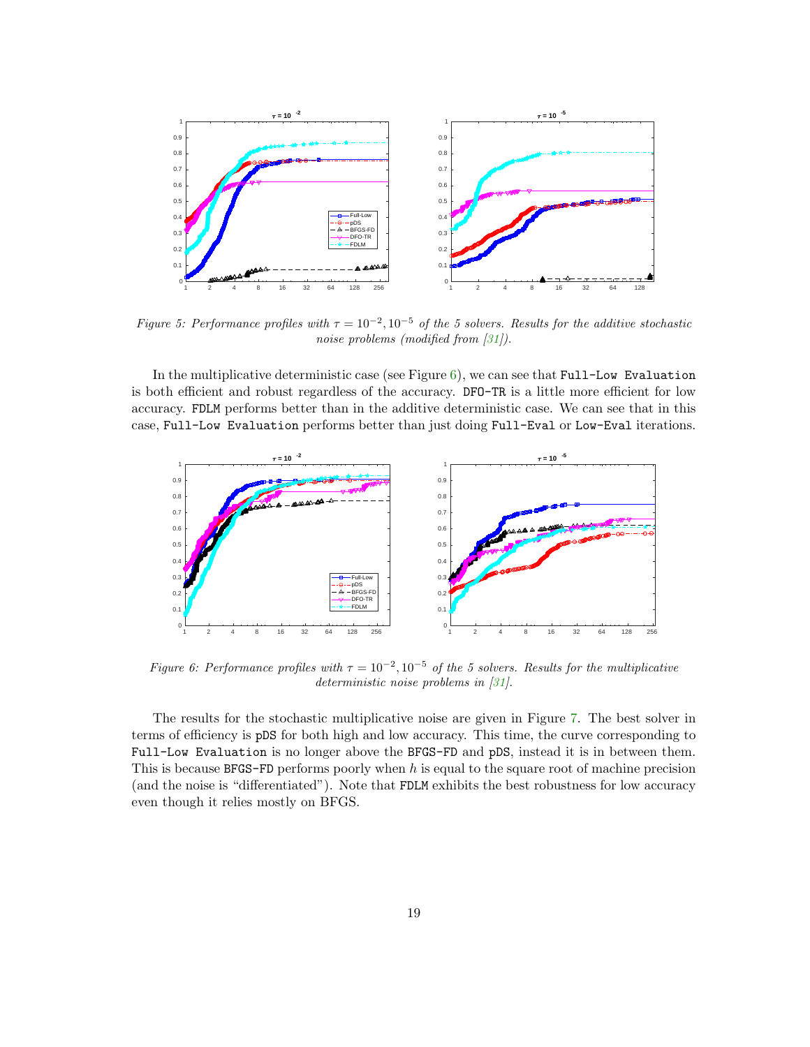*Figure 5: Performance profiles with $\tau = 10^{-2}, 10^{-5}$ of the 5 solvers. Results for the additive stochastic noise problems (modified from [31]).*

In the multiplicative deterministic case (see Figure 6), we can see that `Full-Low Evaluation` is both efficient and robust regardless of the accuracy. `DFO-TR` is a little more efficient for low accuracy. `FDLM` performs better than in the additive deterministic case. We can see that in this case, `Full-Low Evaluation` performs better than just doing `Full-Eval` or `Low-Eval` iterations.

*Figure 6: Performance profiles with $\tau = 10^{-2}, 10^{-5}$ of the 5 solvers. Results for the multiplicative deterministic noise problems in [31].*

The results for the stochastic multiplicative noise are given in Figure 7. The best solver in terms of efficiency is `pDS` for both high and low accuracy. This time, the curve corresponding to `Full-Low Evaluation` is no longer above the `BFGS-FD` and `pDS`, instead it is in between them. This is because `BFGS-FD` performs poorly when $h$ is equal to the square root of machine precision (and the noise is "differentiated"). Note that `FDLM` exhibits the best robustness for low accuracy even though it relies mostly on BFGS.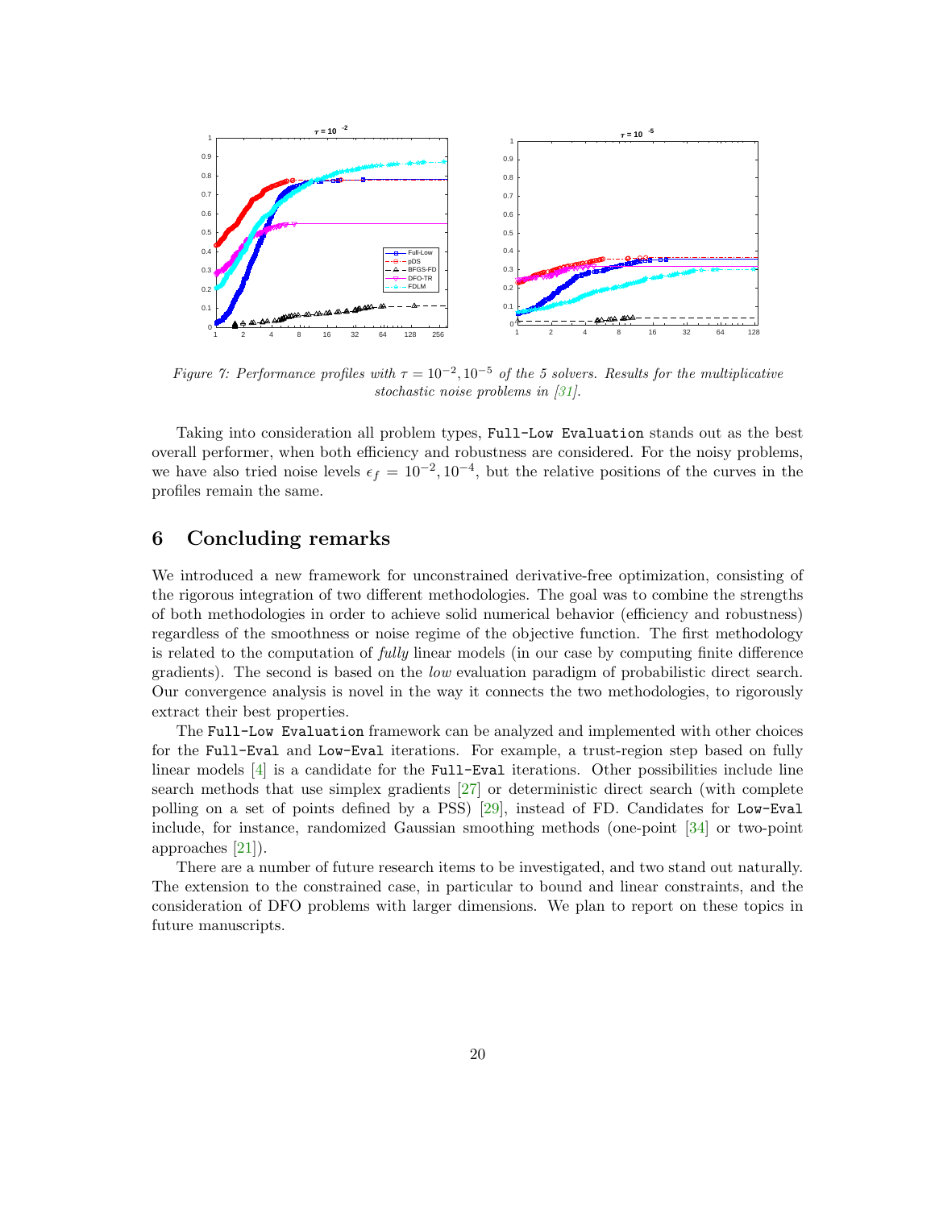*Figure 7: Performance profiles with $\tau = 10^{-2}, 10^{-5}$ of the 5 solvers. Results for the multiplicative stochastic noise problems in [31].*

Taking into consideration all problem types, `Full-Low Evaluation` stands out as the best overall performer, when both efficiency and robustness are considered. For the noisy problems, we have also tried noise levels $\epsilon_f = 10^{-2}, 10^{-4}$, but the relative positions of the curves in the profiles remain the same.

## 6 Concluding remarks

We introduced a new framework for unconstrained derivative-free optimization, consisting of the rigorous integration of two different methodologies. The goal was to combine the strengths of both methodologies in order to achieve solid numerical behavior (efficiency and robustness) regardless of the smoothness or noise regime of the objective function. The first methodology is related to the computation of *fully* linear models (in our case by computing finite difference gradients). The second is based on the *low* evaluation paradigm of probabilistic direct search. Our convergence analysis is novel in the way it connects the two methodologies, to rigorously extract their best properties.

The `Full-Low Evaluation` framework can be analyzed and implemented with other choices for the `Full-Eval` and `Low-Eval` iterations. For example, a trust-region step based on fully linear models [4] is a candidate for the `Full-Eval` iterations. Other possibilities include line search methods that use simplex gradients [27] or deterministic direct search (with complete polling on a set of points defined by a PSS) [29], instead of FD. Candidates for `Low-Eval` include, for instance, randomized Gaussian smoothing methods (one-point [34] or two-point approaches [21]).

There are a number of future research items to be investigated, and two stand out naturally. The extension to the constrained case, in particular to bound and linear constraints, and the consideration of DFO problems with larger dimensions. We plan to report on these topics in future manuscripts.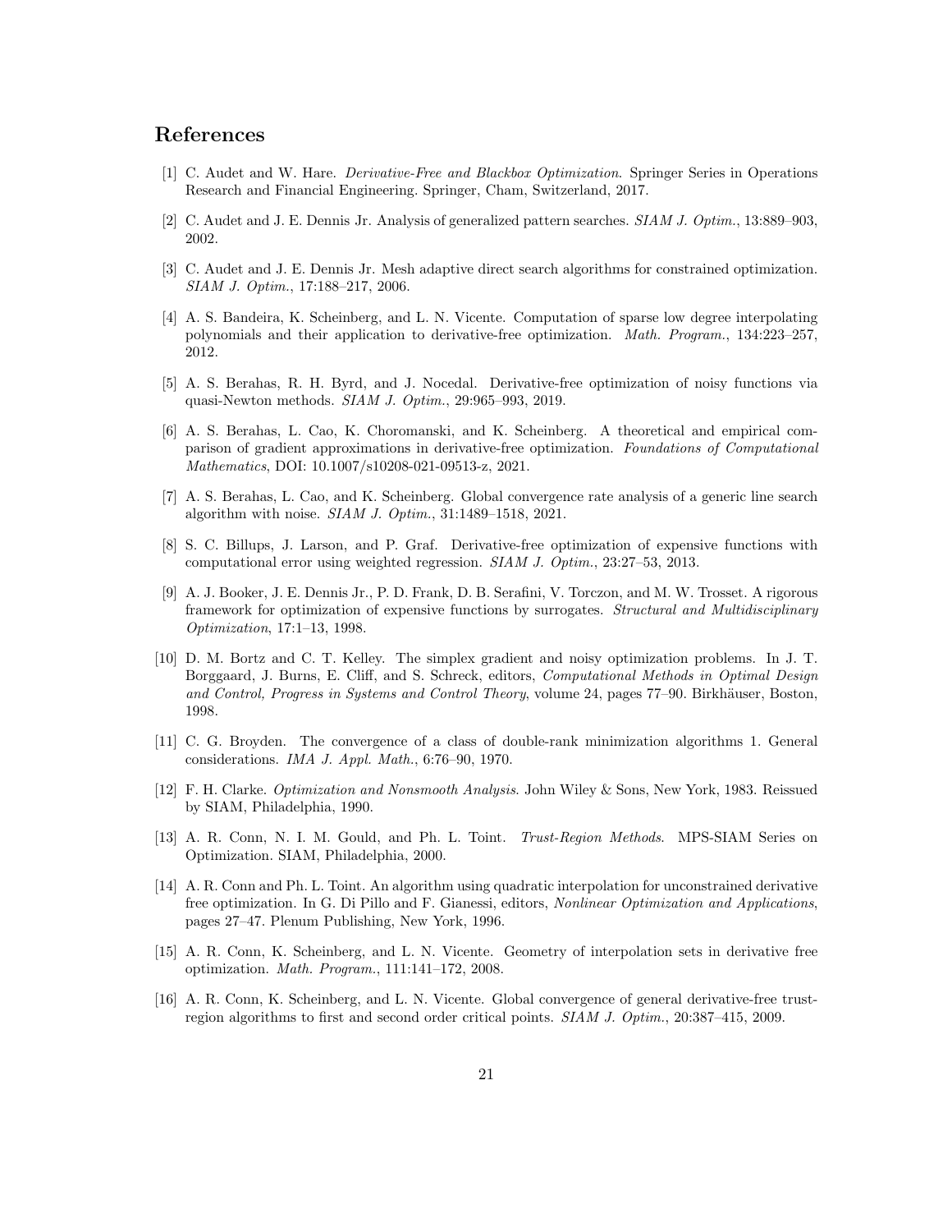## References

[1] C. Audet and W. Hare. *Derivative-Free and Blackbox Optimization*. Springer Series in Operations Research and Financial Engineering. Springer, Cham, Switzerland, 2017.

[2] C. Audet and J. E. Dennis Jr. Analysis of generalized pattern searches. *SIAM J. Optim.*, 13:889–903, 2002.

[3] C. Audet and J. E. Dennis Jr. Mesh adaptive direct search algorithms for constrained optimization. *SIAM J. Optim.*, 17:188–217, 2006.

[4] A. S. Bandeira, K. Scheinberg, and L. N. Vicente. Computation of sparse low degree interpolating polynomials and their application to derivative-free optimization. *Math. Program.*, 134:223–257, 2012.

[5] A. S. Berahas, R. H. Byrd, and J. Nocedal. Derivative-free optimization of noisy functions via quasi-Newton methods. *SIAM J. Optim.*, 29:965–993, 2019.

[6] A. S. Berahas, L. Cao, K. Choromanski, and K. Scheinberg. A theoretical and empirical comparison of gradient approximations in derivative-free optimization. *Foundations of Computational Mathematics*, DOI: 10.1007/s10208-021-09513-z, 2021.

[7] A. S. Berahas, L. Cao, and K. Scheinberg. Global convergence rate analysis of a generic line search algorithm with noise. *SIAM J. Optim.*, 31:1489–1518, 2021.

[8] S. C. Billups, J. Larson, and P. Graf. Derivative-free optimization of expensive functions with computational error using weighted regression. *SIAM J. Optim.*, 23:27–53, 2013.

[9] A. J. Booker, J. E. Dennis Jr., P. D. Frank, D. B. Serafini, V. Torczon, and M. W. Trosset. A rigorous framework for optimization of expensive functions by surrogates. *Structural and Multidisciplinary Optimization*, 17:1–13, 1998.

[10] D. M. Bortz and C. T. Kelley. The simplex gradient and noisy optimization problems. In J. T. Borggaard, J. Burns, E. Cliff, and S. Schreck, editors, *Computational Methods in Optimal Design and Control, Progress in Systems and Control Theory*, volume 24, pages 77–90. Birkhäuser, Boston, 1998.

[11] C. G. Broyden. The convergence of a class of double-rank minimization algorithms 1. General considerations. *IMA J. Appl. Math.*, 6:76–90, 1970.

[12] F. H. Clarke. *Optimization and Nonsmooth Analysis*. John Wiley & Sons, New York, 1983. Reissued by SIAM, Philadelphia, 1990.

[13] A. R. Conn, N. I. M. Gould, and Ph. L. Toint. *Trust-Region Methods*. MPS-SIAM Series on Optimization. SIAM, Philadelphia, 2000.

[14] A. R. Conn and Ph. L. Toint. An algorithm using quadratic interpolation for unconstrained derivative free optimization. In G. Di Pillo and F. Gianessi, editors, *Nonlinear Optimization and Applications*, pages 27–47. Plenum Publishing, New York, 1996.

[15] A. R. Conn, K. Scheinberg, and L. N. Vicente. Geometry of interpolation sets in derivative free optimization. *Math. Program.*, 111:141–172, 2008.

[16] A. R. Conn, K. Scheinberg, and L. N. Vicente. Global convergence of general derivative-free trust-region algorithms to first and second order critical points. *SIAM J. Optim.*, 20:387–415, 2009.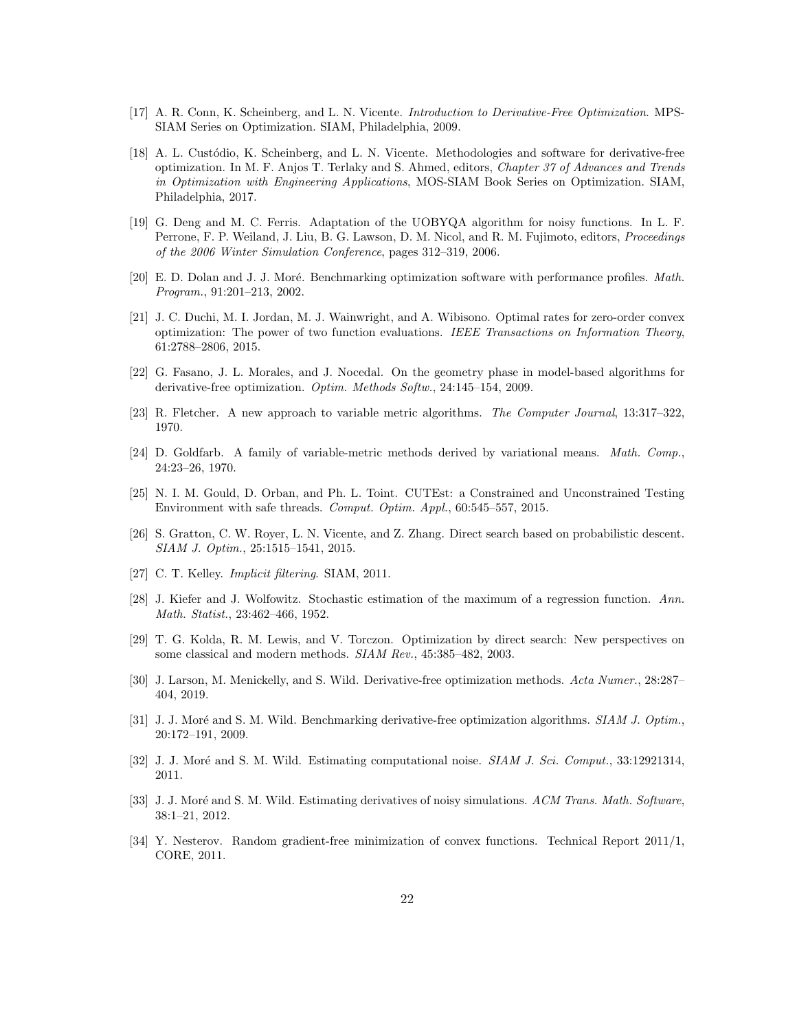[17] A. R. Conn, K. Scheinberg, and L. N. Vicente. *Introduction to Derivative-Free Optimization*. MPS-SIAM Series on Optimization. SIAM, Philadelphia, 2009.

[18] A. L. Custódio, K. Scheinberg, and L. N. Vicente. Methodologies and software for derivative-free optimization. In M. F. Anjos T. Terlaky and S. Ahmed, editors, *Chapter 37 of Advances and Trends in Optimization with Engineering Applications*, MOS-SIAM Book Series on Optimization. SIAM, Philadelphia, 2017.

[19] G. Deng and M. C. Ferris. Adaptation of the UOBYQA algorithm for noisy functions. In L. F. Perrone, F. P. Weiland, J. Liu, B. G. Lawson, D. M. Nicol, and R. M. Fujimoto, editors, *Proceedings of the 2006 Winter Simulation Conference*, pages 312–319, 2006.

[20] E. D. Dolan and J. J. Moré. Benchmarking optimization software with performance profiles. *Math. Program.*, 91:201–213, 2002.

[21] J. C. Duchi, M. I. Jordan, M. J. Wainwright, and A. Wibisono. Optimal rates for zero-order convex optimization: The power of two function evaluations. *IEEE Transactions on Information Theory*, 61:2788–2806, 2015.

[22] G. Fasano, J. L. Morales, and J. Nocedal. On the geometry phase in model-based algorithms for derivative-free optimization. *Optim. Methods Softw.*, 24:145–154, 2009.

[23] R. Fletcher. A new approach to variable metric algorithms. *The Computer Journal*, 13:317–322, 1970.

[24] D. Goldfarb. A family of variable-metric methods derived by variational means. *Math. Comp.*, 24:23–26, 1970.

[25] N. I. M. Gould, D. Orban, and Ph. L. Toint. CUTEst: a Constrained and Unconstrained Testing Environment with safe threads. *Comput. Optim. Appl.*, 60:545–557, 2015.

[26] S. Gratton, C. W. Royer, L. N. Vicente, and Z. Zhang. Direct search based on probabilistic descent. *SIAM J. Optim.*, 25:1515–1541, 2015.

[27] C. T. Kelley. *Implicit filtering*. SIAM, 2011.

[28] J. Kiefer and J. Wolfowitz. Stochastic estimation of the maximum of a regression function. *Ann. Math. Statist.*, 23:462–466, 1952.

[29] T. G. Kolda, R. M. Lewis, and V. Torczon. Optimization by direct search: New perspectives on some classical and modern methods. *SIAM Rev.*, 45:385–482, 2003.

[30] J. Larson, M. Menickelly, and S. Wild. Derivative-free optimization methods. *Acta Numer.*, 28:287–404, 2019.

[31] J. J. Moré and S. M. Wild. Benchmarking derivative-free optimization algorithms. *SIAM J. Optim.*, 20:172–191, 2009.

[32] J. J. Moré and S. M. Wild. Estimating computational noise. *SIAM J. Sci. Comput.*, 33:12921314, 2011.

[33] J. J. Moré and S. M. Wild. Estimating derivatives of noisy simulations. *ACM Trans. Math. Software*, 38:1–21, 2012.

[34] Y. Nesterov. Random gradient-free minimization of convex functions. Technical Report 2011/1, CORE, 2011.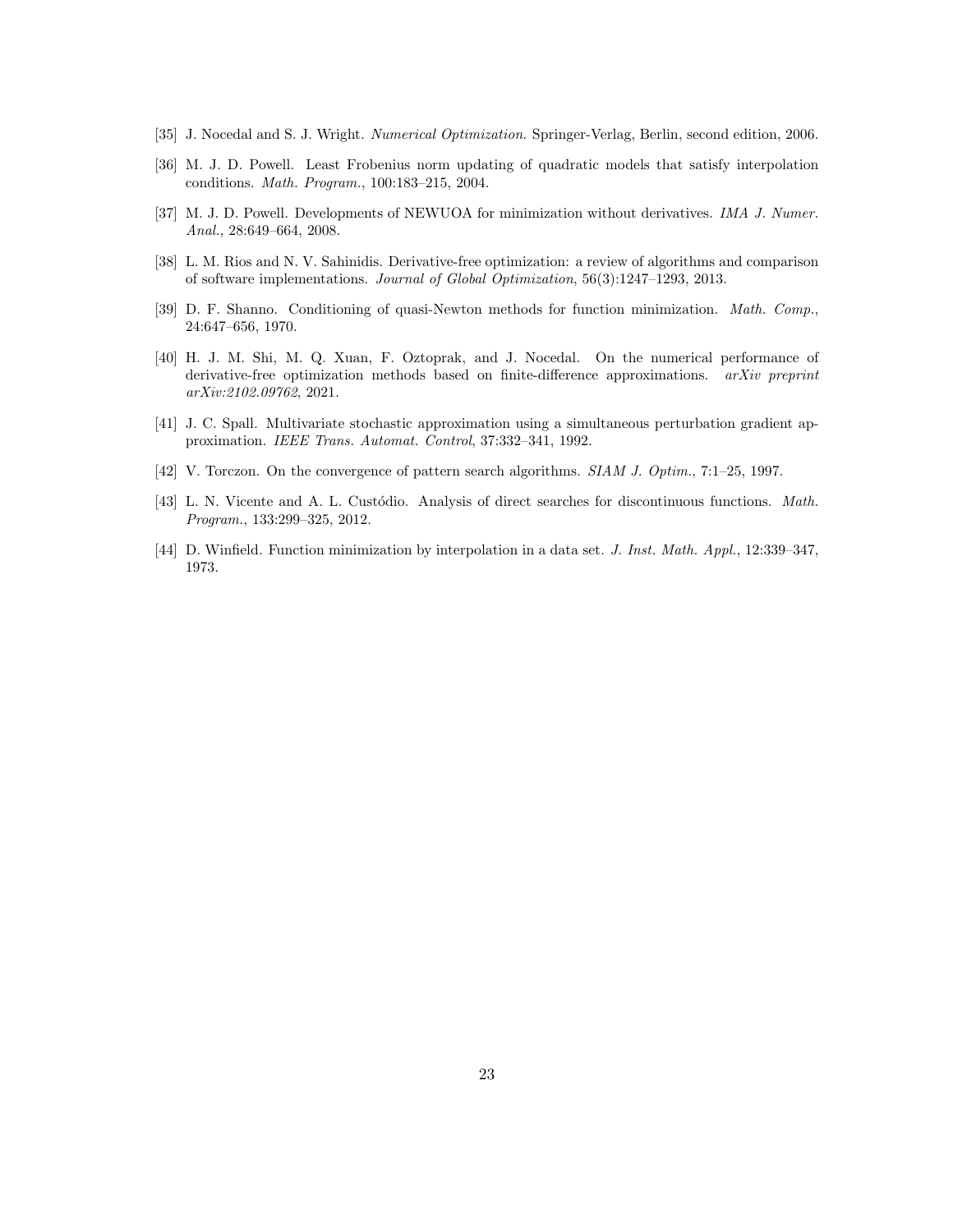[35] J. Nocedal and S. J. Wright. *Numerical Optimization*. Springer-Verlag, Berlin, second edition, 2006.

[36] M. J. D. Powell. Least Frobenius norm updating of quadratic models that satisfy interpolation conditions. *Math. Program.*, 100:183–215, 2004.

[37] M. J. D. Powell. Developments of NEWUOA for minimization without derivatives. *IMA J. Numer. Anal.*, 28:649–664, 2008.

[38] L. M. Rios and N. V. Sahinidis. Derivative-free optimization: a review of algorithms and comparison of software implementations. *Journal of Global Optimization*, 56(3):1247–1293, 2013.

[39] D. F. Shanno. Conditioning of quasi-Newton methods for function minimization. *Math. Comp.*, 24:647–656, 1970.

[40] H. J. M. Shi, M. Q. Xuan, F. Oztoprak, and J. Nocedal. On the numerical performance of derivative-free optimization methods based on finite-difference approximations. *arXiv preprint arXiv:2102.09762*, 2021.

[41] J. C. Spall. Multivariate stochastic approximation using a simultaneous perturbation gradient approximation. *IEEE Trans. Automat. Control*, 37:332–341, 1992.

[42] V. Torczon. On the convergence of pattern search algorithms. *SIAM J. Optim.*, 7:1–25, 1997.

[43] L. N. Vicente and A. L. Custódio. Analysis of direct searches for discontinuous functions. *Math. Program.*, 133:299–325, 2012.

[44] D. Winfield. Function minimization by interpolation in a data set. *J. Inst. Math. Appl.*, 12:339–347, 1973.